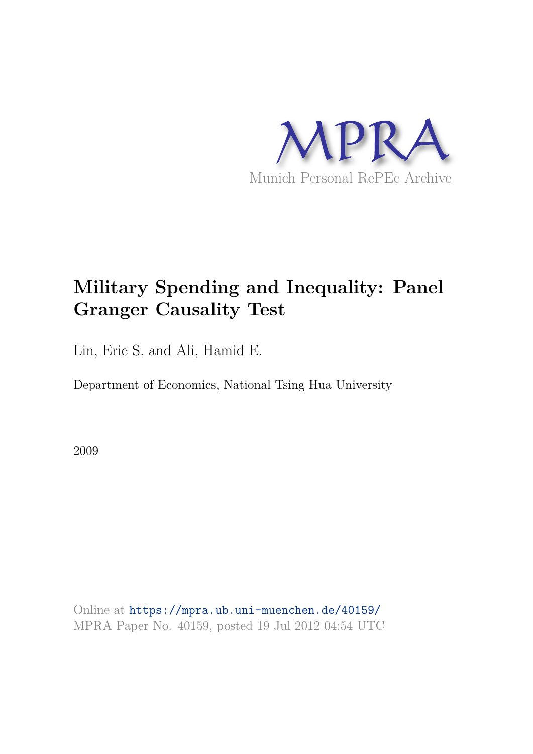MPRA

Munich Personal RePEc Archive

# Military Spending and Inequality: Panel Granger Causality Test

Lin, Eric S. and Ali, Hamid E.

Department of Economics, National Tsing Hua University

2009

Online at https://mpra.ub.uni-muenchen.de/40159/
MPRA Paper No. 40159, posted 19 Jul 2012 04:54 UTC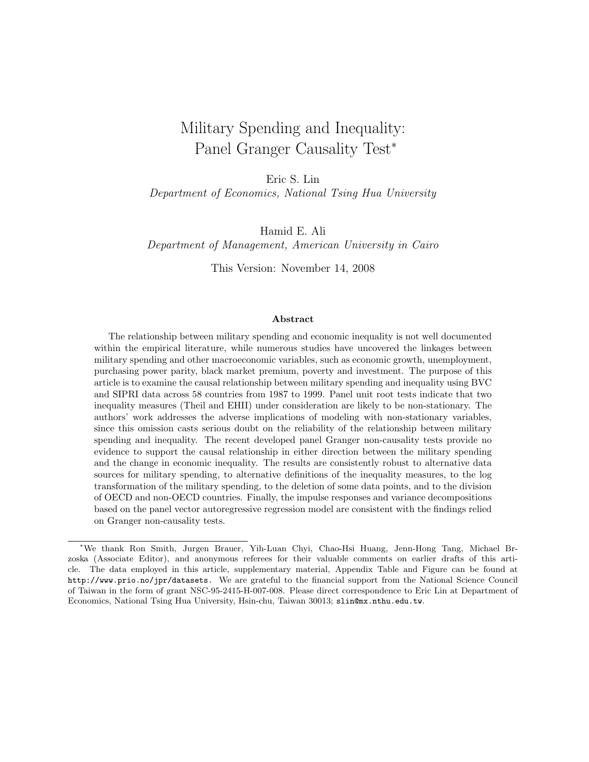# Military Spending and Inequality: Panel Granger Causality Test*

Eric S. Lin
*Department of Economics, National Tsing Hua University*

Hamid E. Ali
*Department of Management, American University in Cairo*

This Version: November 14, 2008

**Abstract**

The relationship between military spending and economic inequality is not well documented within the empirical literature, while numerous studies have uncovered the linkages between military spending and other macroeconomic variables, such as economic growth, unemployment, purchasing power parity, black market premium, poverty and investment. The purpose of this article is to examine the causal relationship between military spending and inequality using BVC and SIPRI data across 58 countries from 1987 to 1999. Panel unit root tests indicate that two inequality measures (Theil and EHII) under consideration are likely to be non-stationary. The authors' work addresses the adverse implications of modeling with non-stationary variables, since this omission casts serious doubt on the reliability of the relationship between military spending and inequality. The recent developed panel Granger non-causality tests provide no evidence to support the causal relationship in either direction between the military spending and the change in economic inequality. The results are consistently robust to alternative data sources for military spending, to alternative definitions of the inequality measures, to the log transformation of the military spending, to the deletion of some data points, and to the division of OECD and non-OECD countries. Finally, the impulse responses and variance decompositions based on the panel vector autoregressive regression model are consistent with the findings relied on Granger non-causality tests.

---

*We thank Ron Smith, Jurgen Brauer, Yih-Luan Chyi, Chao-Hsi Huang, Jenn-Hong Tang, Michael Brzoska (Associate Editor), and anonymous referees for their valuable comments on earlier drafts of this article. The data employed in this article, supplementary material, Appendix Table and Figure can be found at http://www.prio.no/jpr/datasets. We are grateful to the financial support from the National Science Council of Taiwan in the form of grant NSC-95-2415-H-007-008. Please direct correspondence to Eric Lin at Department of Economics, National Tsing Hua University, Hsin-chu, Taiwan 30013; slin@mx.nthu.edu.tw.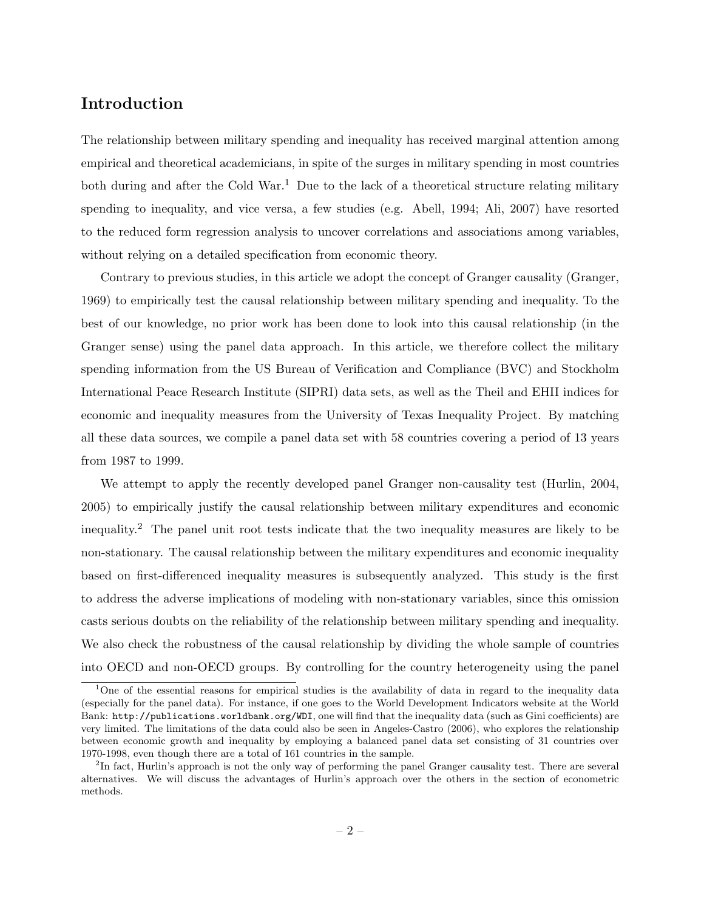## Introduction

The relationship between military spending and inequality has received marginal attention among empirical and theoretical academicians, in spite of the surges in military spending in most countries both during and after the Cold War.[1] Due to the lack of a theoretical structure relating military spending to inequality, and vice versa, a few studies (e.g. Abell, 1994; Ali, 2007) have resorted to the reduced form regression analysis to uncover correlations and associations among variables, without relying on a detailed specification from economic theory.

Contrary to previous studies, in this article we adopt the concept of Granger causality (Granger, 1969) to empirically test the causal relationship between military spending and inequality. To the best of our knowledge, no prior work has been done to look into this causal relationship (in the Granger sense) using the panel data approach. In this article, we therefore collect the military spending information from the US Bureau of Verification and Compliance (BVC) and Stockholm International Peace Research Institute (SIPRI) data sets, as well as the Theil and EHII indices for economic and inequality measures from the University of Texas Inequality Project. By matching all these data sources, we compile a panel data set with 58 countries covering a period of 13 years from 1987 to 1999.

We attempt to apply the recently developed panel Granger non-causality test (Hurlin, 2004, 2005) to empirically justify the causal relationship between military expenditures and economic inequality.[2] The panel unit root tests indicate that the two inequality measures are likely to be non-stationary. The causal relationship between the military expenditures and economic inequality based on first-differenced inequality measures is subsequently analyzed. This study is the first to address the adverse implications of modeling with non-stationary variables, since this omission casts serious doubts on the reliability of the relationship between military spending and inequality. We also check the robustness of the causal relationship by dividing the whole sample of countries into OECD and non-OECD groups. By controlling for the country heterogeneity using the panel

[1] One of the essential reasons for empirical studies is the availability of data in regard to the inequality data (especially for the panel data). For instance, if one goes to the World Development Indicators website at the World Bank: http://publications.worldbank.org/WDI, one will find that the inequality data (such as Gini coefficients) are very limited. The limitations of the data could also be seen in Angeles-Castro (2006), who explores the relationship between economic growth and inequality by employing a balanced panel data set consisting of 31 countries over 1970-1998, even though there are a total of 161 countries in the sample.

[2] In fact, Hurlin's approach is not the only way of performing the panel Granger causality test. There are several alternatives. We will discuss the advantages of Hurlin's approach over the others in the section of econometric methods.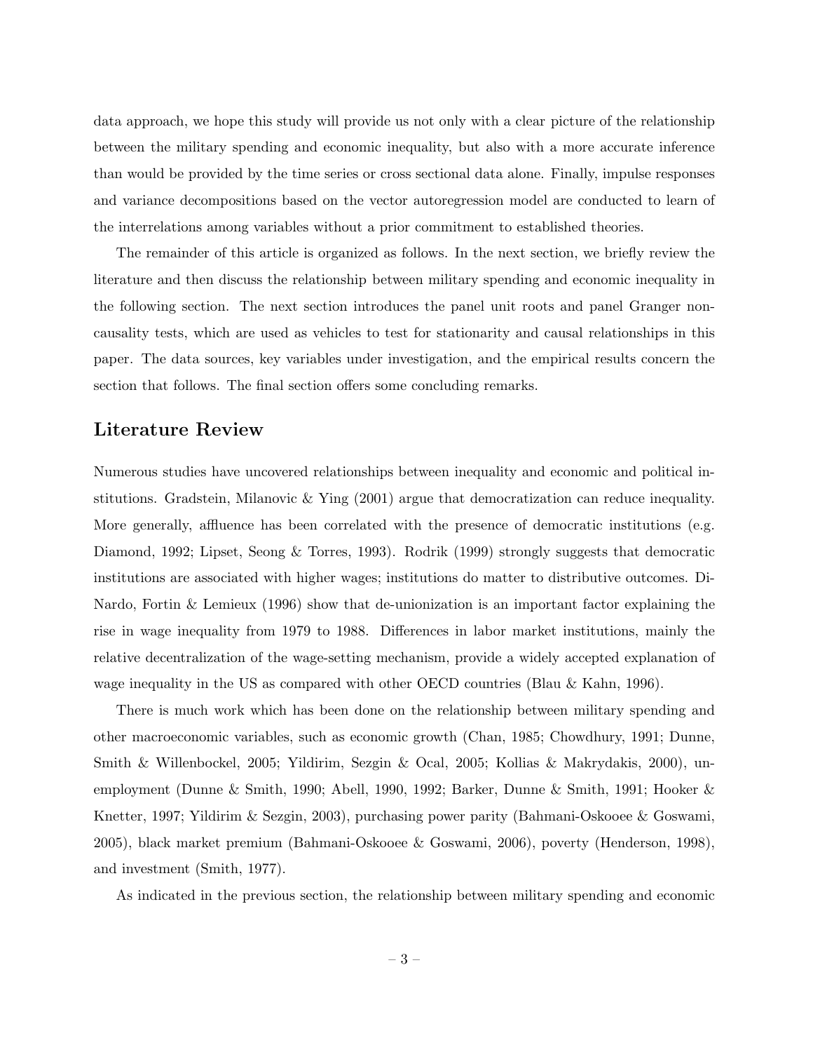data approach, we hope this study will provide us not only with a clear picture of the relationship between the military spending and economic inequality, but also with a more accurate inference than would be provided by the time series or cross sectional data alone. Finally, impulse responses and variance decompositions based on the vector autoregression model are conducted to learn of the interrelations among variables without a prior commitment to established theories.

The remainder of this article is organized as follows. In the next section, we briefly review the literature and then discuss the relationship between military spending and economic inequality in the following section. The next section introduces the panel unit roots and panel Granger non-causality tests, which are used as vehicles to test for stationarity and causal relationships in this paper. The data sources, key variables under investigation, and the empirical results concern the section that follows. The final section offers some concluding remarks.

## Literature Review

Numerous studies have uncovered relationships between inequality and economic and political institutions. Gradstein, Milanovic & Ying (2001) argue that democratization can reduce inequality. More generally, affluence has been correlated with the presence of democratic institutions (e.g. Diamond, 1992; Lipset, Seong & Torres, 1993). Rodrik (1999) strongly suggests that democratic institutions are associated with higher wages; institutions do matter to distributive outcomes. DiNardo, Fortin & Lemieux (1996) show that de-unionization is an important factor explaining the rise in wage inequality from 1979 to 1988. Differences in labor market institutions, mainly the relative decentralization of the wage-setting mechanism, provide a widely accepted explanation of wage inequality in the US as compared with other OECD countries (Blau & Kahn, 1996).

There is much work which has been done on the relationship between military spending and other macroeconomic variables, such as economic growth (Chan, 1985; Chowdhury, 1991; Dunne, Smith & Willenbockel, 2005; Yildirim, Sezgin & Ocal, 2005; Kollias & Makrydakis, 2000), unemployment (Dunne & Smith, 1990; Abell, 1990, 1992; Barker, Dunne & Smith, 1991; Hooker & Knetter, 1997; Yildirim & Sezgin, 2003), purchasing power parity (Bahmani-Oskooee & Goswami, 2005), black market premium (Bahmani-Oskooee & Goswami, 2006), poverty (Henderson, 1998), and investment (Smith, 1977).

As indicated in the previous section, the relationship between military spending and economic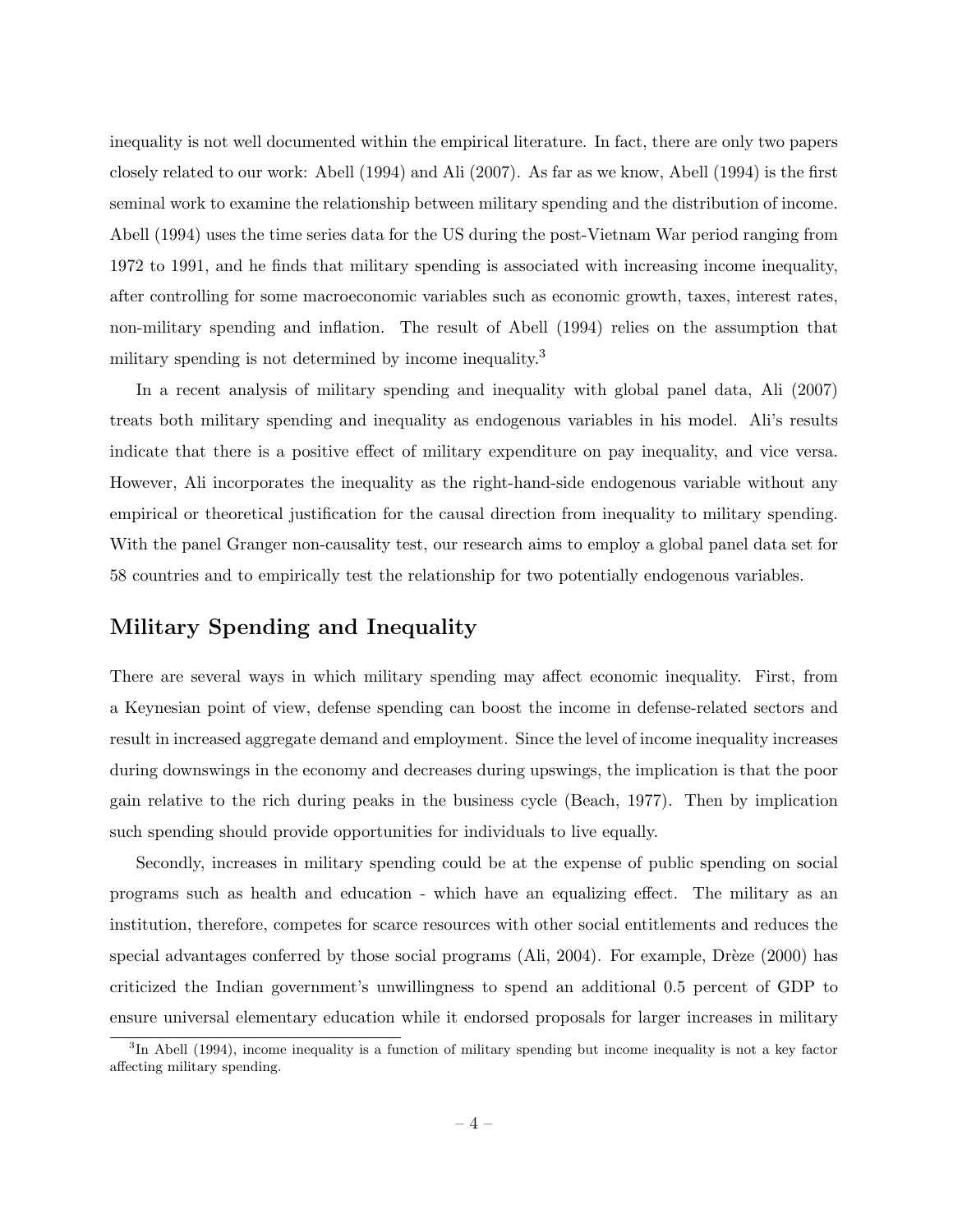inequality is not well documented within the empirical literature. In fact, there are only two papers closely related to our work: Abell (1994) and Ali (2007). As far as we know, Abell (1994) is the first seminal work to examine the relationship between military spending and the distribution of income. Abell (1994) uses the time series data for the US during the post-Vietnam War period ranging from 1972 to 1991, and he finds that military spending is associated with increasing income inequality, after controlling for some macroeconomic variables such as economic growth, taxes, interest rates, non-military spending and inflation. The result of Abell (1994) relies on the assumption that military spending is not determined by income inequality.[3]

In a recent analysis of military spending and inequality with global panel data, Ali (2007) treats both military spending and inequality as endogenous variables in his model. Ali's results indicate that there is a positive effect of military expenditure on pay inequality, and vice versa. However, Ali incorporates the inequality as the right-hand-side endogenous variable without any empirical or theoretical justification for the causal direction from inequality to military spending. With the panel Granger non-causality test, our research aims to employ a global panel data set for 58 countries and to empirically test the relationship for two potentially endogenous variables.

## Military Spending and Inequality

There are several ways in which military spending may affect economic inequality. First, from a Keynesian point of view, defense spending can boost the income in defense-related sectors and result in increased aggregate demand and employment. Since the level of income inequality increases during downswings in the economy and decreases during upswings, the implication is that the poor gain relative to the rich during peaks in the business cycle (Beach, 1977). Then by implication such spending should provide opportunities for individuals to live equally.

Secondly, increases in military spending could be at the expense of public spending on social programs such as health and education - which have an equalizing effect. The military as an institution, therefore, competes for scarce resources with other social entitlements and reduces the special advantages conferred by those social programs (Ali, 2004). For example, Drèze (2000) has criticized the Indian government's unwillingness to spend an additional 0.5 percent of GDP to ensure universal elementary education while it endorsed proposals for larger increases in military

[3] In Abell (1994), income inequality is a function of military spending but income inequality is not a key factor affecting military spending.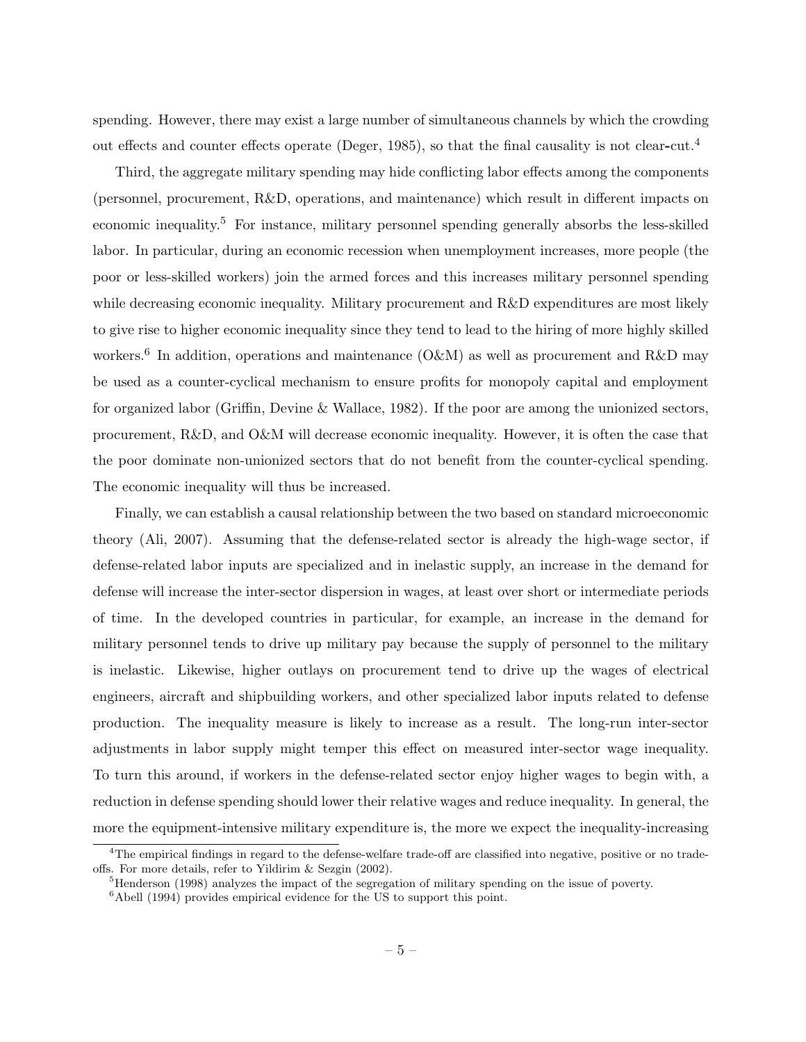spending. However, there may exist a large number of simultaneous channels by which the crowding out effects and counter effects operate (Deger, 1985), so that the final causality is not clear-cut.[4]

Third, the aggregate military spending may hide conflicting labor effects among the components (personnel, procurement, R&D, operations, and maintenance) which result in different impacts on economic inequality.[5] For instance, military personnel spending generally absorbs the less-skilled labor. In particular, during an economic recession when unemployment increases, more people (the poor or less-skilled workers) join the armed forces and this increases military personnel spending while decreasing economic inequality. Military procurement and R&D expenditures are most likely to give rise to higher economic inequality since they tend to lead to the hiring of more highly skilled workers.[6] In addition, operations and maintenance (O&M) as well as procurement and R&D may be used as a counter-cyclical mechanism to ensure profits for monopoly capital and employment for organized labor (Griffin, Devine & Wallace, 1982). If the poor are among the unionized sectors, procurement, R&D, and O&M will decrease economic inequality. However, it is often the case that the poor dominate non-unionized sectors that do not benefit from the counter-cyclical spending. The economic inequality will thus be increased.

Finally, we can establish a causal relationship between the two based on standard microeconomic theory (Ali, 2007). Assuming that the defense-related sector is already the high-wage sector, if defense-related labor inputs are specialized and in inelastic supply, an increase in the demand for defense will increase the inter-sector dispersion in wages, at least over short or intermediate periods of time. In the developed countries in particular, for example, an increase in the demand for military personnel tends to drive up military pay because the supply of personnel to the military is inelastic. Likewise, higher outlays on procurement tend to drive up the wages of electrical engineers, aircraft and shipbuilding workers, and other specialized labor inputs related to defense production. The inequality measure is likely to increase as a result. The long-run inter-sector adjustments in labor supply might temper this effect on measured inter-sector wage inequality. To turn this around, if workers in the defense-related sector enjoy higher wages to begin with, a reduction in defense spending should lower their relative wages and reduce inequality. In general, the more the equipment-intensive military expenditure is, the more we expect the inequality-increasing

[4]The empirical findings in regard to the defense-welfare trade-off are classified into negative, positive or no trade-offs. For more details, refer to Yildirim & Sezgin (2002).

[5]Henderson (1998) analyzes the impact of the segregation of military spending on the issue of poverty.

[6]Abell (1994) provides empirical evidence for the US to support this point.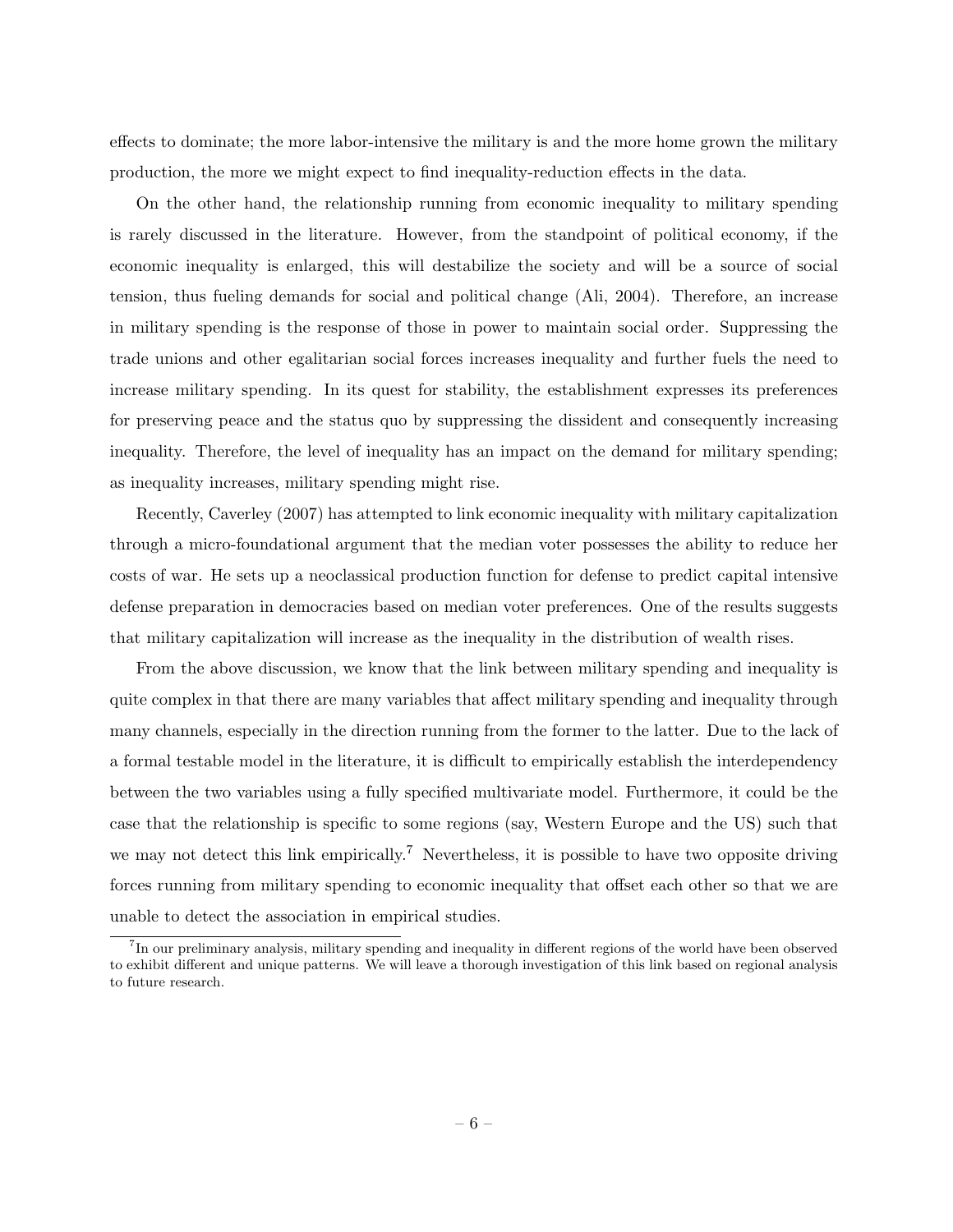effects to dominate; the more labor-intensive the military is and the more home grown the military production, the more we might expect to find inequality-reduction effects in the data.

On the other hand, the relationship running from economic inequality to military spending is rarely discussed in the literature. However, from the standpoint of political economy, if the economic inequality is enlarged, this will destabilize the society and will be a source of social tension, thus fueling demands for social and political change (Ali, 2004). Therefore, an increase in military spending is the response of those in power to maintain social order. Suppressing the trade unions and other egalitarian social forces increases inequality and further fuels the need to increase military spending. In its quest for stability, the establishment expresses its preferences for preserving peace and the status quo by suppressing the dissident and consequently increasing inequality. Therefore, the level of inequality has an impact on the demand for military spending; as inequality increases, military spending might rise.

Recently, Caverley (2007) has attempted to link economic inequality with military capitalization through a micro-foundational argument that the median voter possesses the ability to reduce her costs of war. He sets up a neoclassical production function for defense to predict capital intensive defense preparation in democracies based on median voter preferences. One of the results suggests that military capitalization will increase as the inequality in the distribution of wealth rises.

From the above discussion, we know that the link between military spending and inequality is quite complex in that there are many variables that affect military spending and inequality through many channels, especially in the direction running from the former to the latter. Due to the lack of a formal testable model in the literature, it is difficult to empirically establish the interdependency between the two variables using a fully specified multivariate model. Furthermore, it could be the case that the relationship is specific to some regions (say, Western Europe and the US) such that we may not detect this link empirically.[7] Nevertheless, it is possible to have two opposite driving forces running from military spending to economic inequality that offset each other so that we are unable to detect the association in empirical studies.

[7] In our preliminary analysis, military spending and inequality in different regions of the world have been observed to exhibit different and unique patterns. We will leave a thorough investigation of this link based on regional analysis to future research.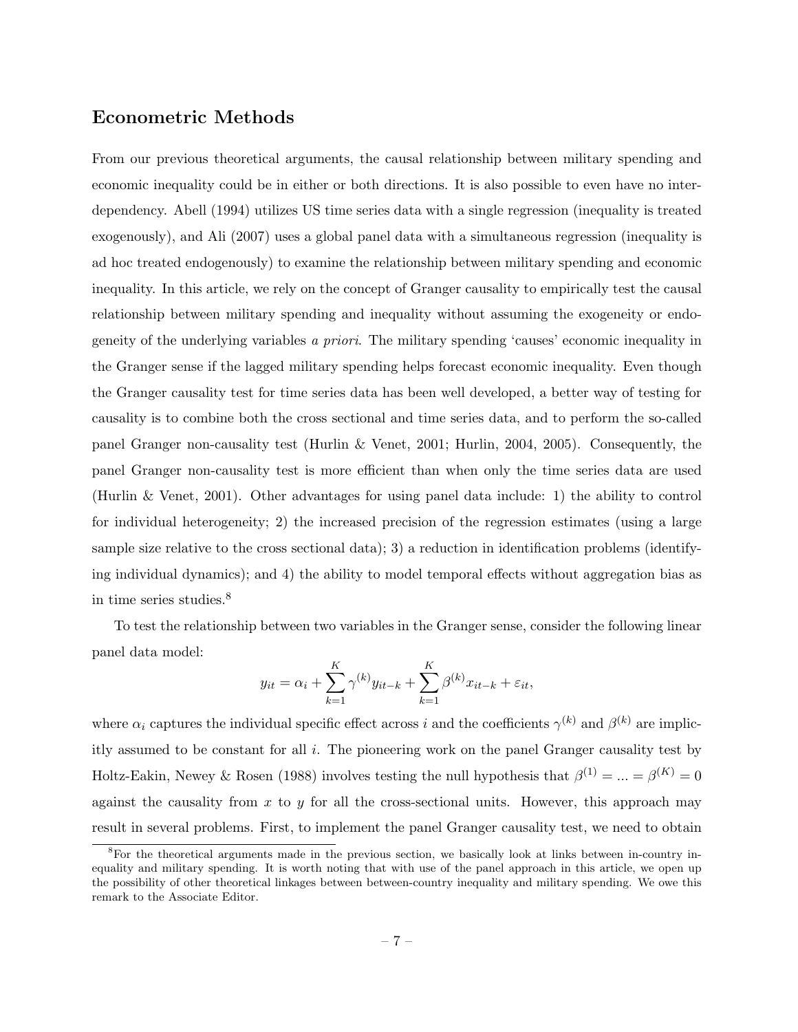## Econometric Methods

From our previous theoretical arguments, the causal relationship between military spending and economic inequality could be in either or both directions. It is also possible to even have no interdependency. Abell (1994) utilizes US time series data with a single regression (inequality is treated exogenously), and Ali (2007) uses a global panel data with a simultaneous regression (inequality is ad hoc treated endogenously) to examine the relationship between military spending and economic inequality. In this article, we rely on the concept of Granger causality to empirically test the causal relationship between military spending and inequality without assuming the exogeneity or endogeneity of the underlying variables *a priori*. The military spending 'causes' economic inequality in the Granger sense if the lagged military spending helps forecast economic inequality. Even though the Granger causality test for time series data has been well developed, a better way of testing for causality is to combine both the cross sectional and time series data, and to perform the so-called panel Granger non-causality test (Hurlin & Venet, 2001; Hurlin, 2004, 2005). Consequently, the panel Granger non-causality test is more efficient than when only the time series data are used (Hurlin & Venet, 2001). Other advantages for using panel data include: 1) the ability to control for individual heterogeneity; 2) the increased precision of the regression estimates (using a large sample size relative to the cross sectional data); 3) a reduction in identification problems (identifying individual dynamics); and 4) the ability to model temporal effects without aggregation bias as in time series studies.[8]

To test the relationship between two variables in the Granger sense, consider the following linear panel data model:

$$y_{it} = \alpha_i + \sum_{k=1}^{K} \gamma^{(k)} y_{it-k} + \sum_{k=1}^{K} \beta^{(k)} x_{it-k} + \varepsilon_{it},$$

where $\alpha_i$ captures the individual specific effect across $i$ and the coefficients $\gamma^{(k)}$ and $\beta^{(k)}$ are implicitly assumed to be constant for all $i$. The pioneering work on the panel Granger causality test by Holtz-Eakin, Newey & Rosen (1988) involves testing the null hypothesis that $\beta^{(1)} = ... = \beta^{(K)} = 0$ against the causality from $x$ to $y$ for all the cross-sectional units. However, this approach may result in several problems. First, to implement the panel Granger causality test, we need to obtain

[8] For the theoretical arguments made in the previous section, we basically look at links between in-country inequality and military spending. It is worth noting that with use of the panel approach in this article, we open up the possibility of other theoretical linkages between between-country inequality and military spending. We owe this remark to the Associate Editor.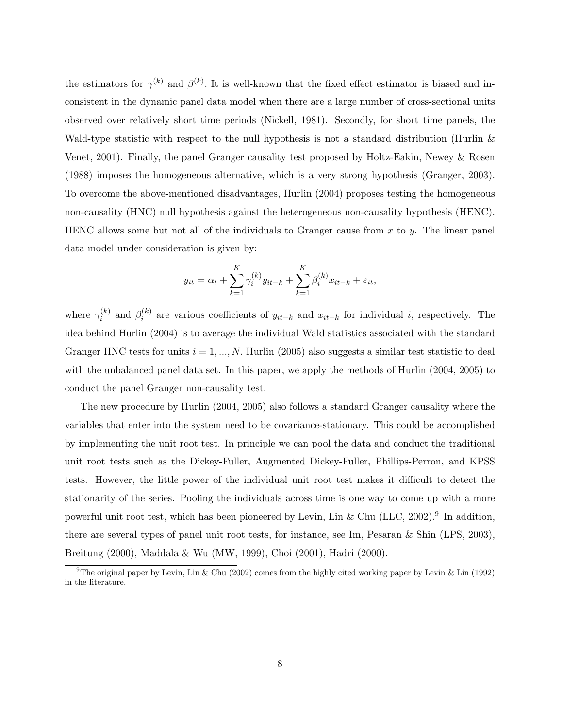the estimators for $\gamma^{(k)}$ and $\beta^{(k)}$. It is well-known that the fixed effect estimator is biased and inconsistent in the dynamic panel data model when there are a large number of cross-sectional units observed over relatively short time periods (Nickell, 1981). Secondly, for short time panels, the Wald-type statistic with respect to the null hypothesis is not a standard distribution (Hurlin & Venet, 2001). Finally, the panel Granger causality test proposed by Holtz-Eakin, Newey & Rosen (1988) imposes the homogeneous alternative, which is a very strong hypothesis (Granger, 2003). To overcome the above-mentioned disadvantages, Hurlin (2004) proposes testing the homogeneous non-causality (HNC) null hypothesis against the heterogeneous non-causality hypothesis (HENC). HENC allows some but not all of the individuals to Granger cause from $x$ to $y$. The linear panel data model under consideration is given by:

$$y_{it} = \alpha_i + \sum_{k=1}^{K} \gamma_i^{(k)} y_{it-k} + \sum_{k=1}^{K} \beta_i^{(k)} x_{it-k} + \varepsilon_{it},$$

where $\gamma_i^{(k)}$ and $\beta_i^{(k)}$ are various coefficients of $y_{it-k}$ and $x_{it-k}$ for individual $i$, respectively. The idea behind Hurlin (2004) is to average the individual Wald statistics associated with the standard Granger HNC tests for units $i = 1, ..., N$. Hurlin (2005) also suggests a similar test statistic to deal with the unbalanced panel data set. In this paper, we apply the methods of Hurlin (2004, 2005) to conduct the panel Granger non-causality test.

The new procedure by Hurlin (2004, 2005) also follows a standard Granger causality where the variables that enter into the system need to be covariance-stationary. This could be accomplished by implementing the unit root test. In principle we can pool the data and conduct the traditional unit root tests such as the Dickey-Fuller, Augmented Dickey-Fuller, Phillips-Perron, and KPSS tests. However, the little power of the individual unit root test makes it difficult to detect the stationarity of the series. Pooling the individuals across time is one way to come up with a more powerful unit root test, which has been pioneered by Levin, Lin & Chu (LLC, 2002).[9] In addition, there are several types of panel unit root tests, for instance, see Im, Pesaran & Shin (LPS, 2003), Breitung (2000), Maddala & Wu (MW, 1999), Choi (2001), Hadri (2000).

[9] The original paper by Levin, Lin & Chu (2002) comes from the highly cited working paper by Levin & Lin (1992) in the literature.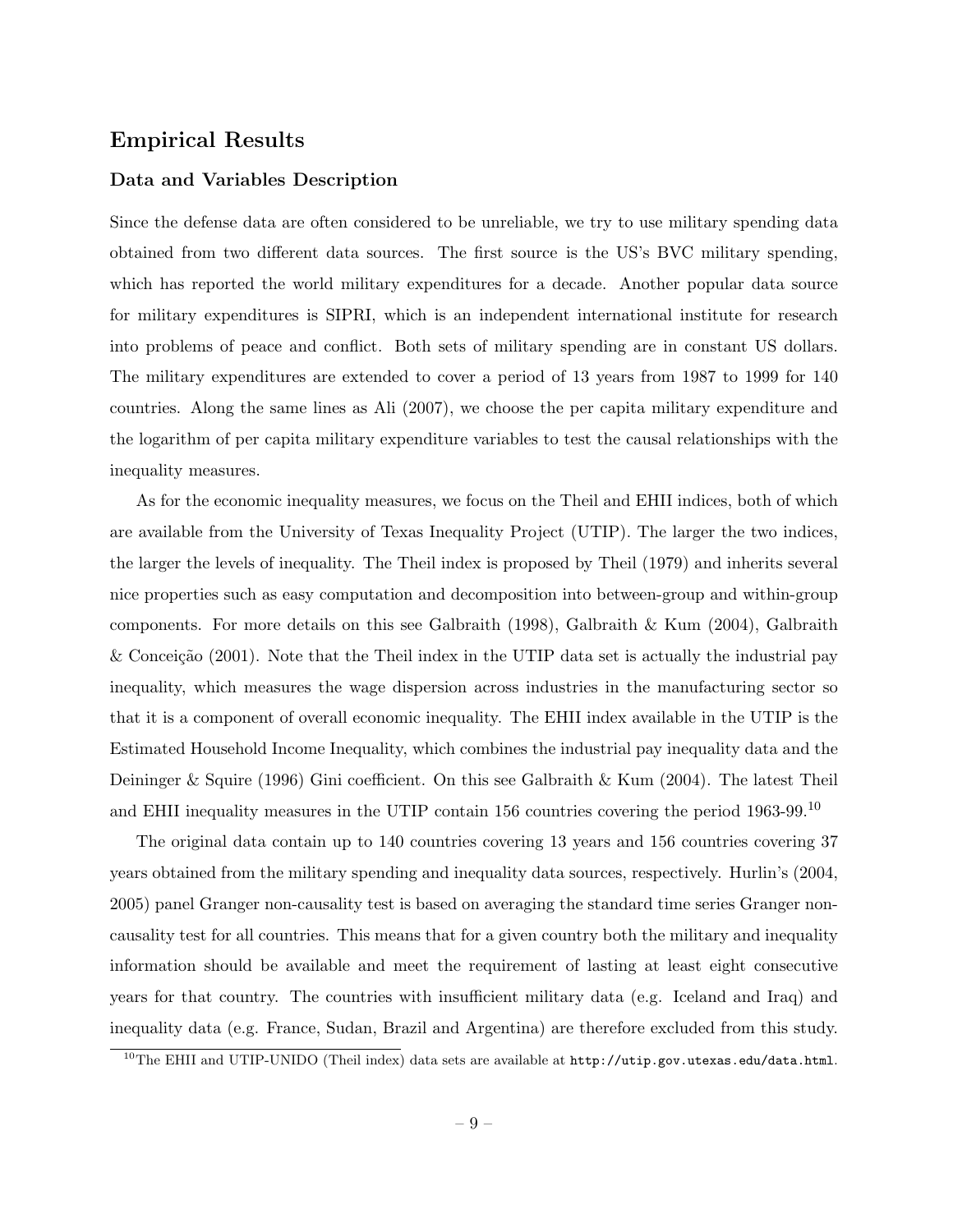## Empirical Results

### Data and Variables Description

Since the defense data are often considered to be unreliable, we try to use military spending data obtained from two different data sources. The first source is the US's BVC military spending, which has reported the world military expenditures for a decade. Another popular data source for military expenditures is SIPRI, which is an independent international institute for research into problems of peace and conflict. Both sets of military spending are in constant US dollars. The military expenditures are extended to cover a period of 13 years from 1987 to 1999 for 140 countries. Along the same lines as Ali (2007), we choose the per capita military expenditure and the logarithm of per capita military expenditure variables to test the causal relationships with the inequality measures.

As for the economic inequality measures, we focus on the Theil and EHII indices, both of which are available from the University of Texas Inequality Project (UTIP). The larger the two indices, the larger the levels of inequality. The Theil index is proposed by Theil (1979) and inherits several nice properties such as easy computation and decomposition into between-group and within-group components. For more details on this see Galbraith (1998), Galbraith & Kum (2004), Galbraith & Conceição (2001). Note that the Theil index in the UTIP data set is actually the industrial pay inequality, which measures the wage dispersion across industries in the manufacturing sector so that it is a component of overall economic inequality. The EHII index available in the UTIP is the Estimated Household Income Inequality, which combines the industrial pay inequality data and the Deininger & Squire (1996) Gini coefficient. On this see Galbraith & Kum (2004). The latest Theil and EHII inequality measures in the UTIP contain 156 countries covering the period 1963-99.[10]

The original data contain up to 140 countries covering 13 years and 156 countries covering 37 years obtained from the military spending and inequality data sources, respectively. Hurlin's (2004, 2005) panel Granger non-causality test is based on averaging the standard time series Granger non-causality test for all countries. This means that for a given country both the military and inequality information should be available and meet the requirement of lasting at least eight consecutive years for that country. The countries with insufficient military data (e.g. Iceland and Iraq) and inequality data (e.g. France, Sudan, Brazil and Argentina) are therefore excluded from this study.

[10]The EHII and UTIP-UNIDO (Theil index) data sets are available at `http://utip.gov.utexas.edu/data.html`.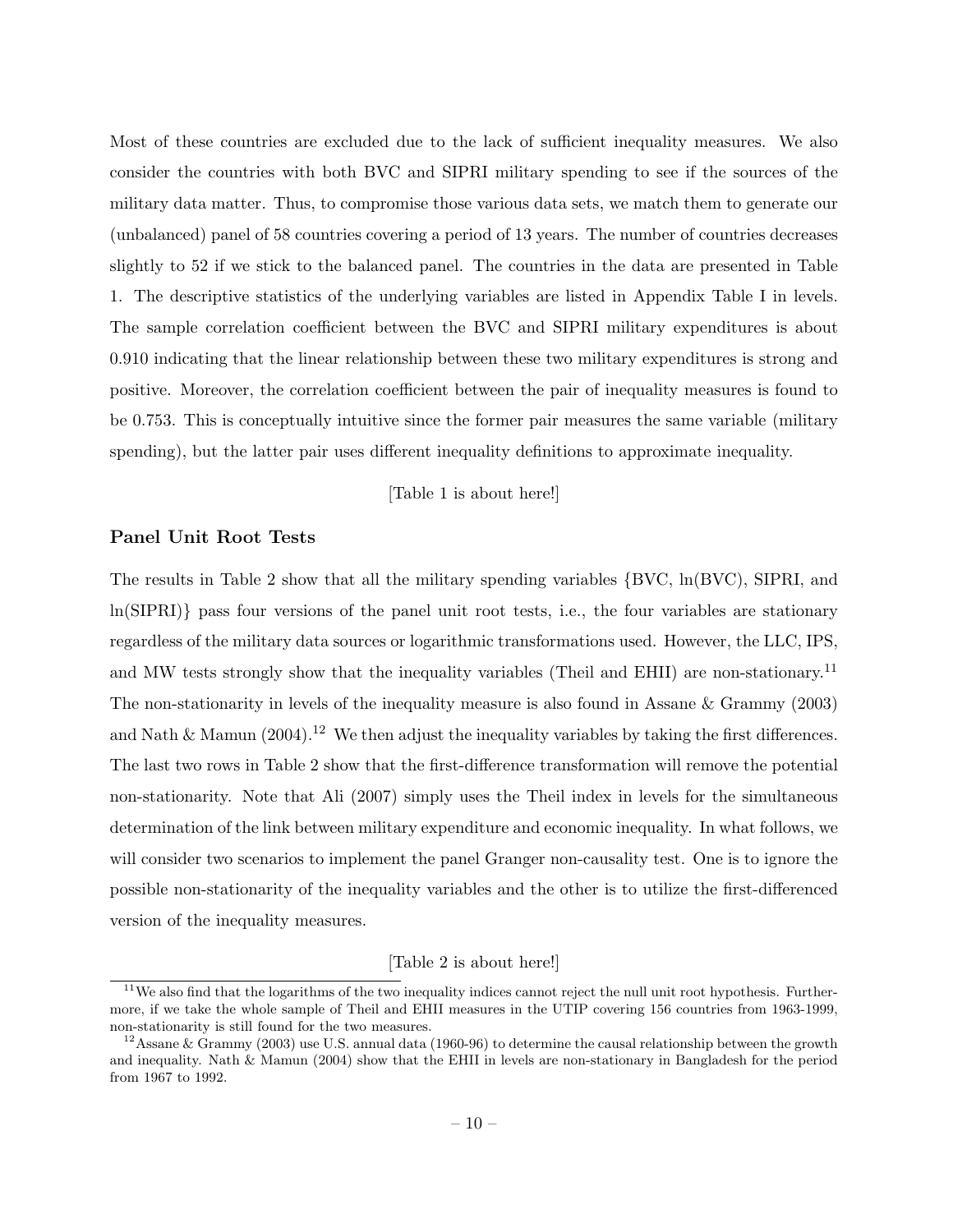Most of these countries are excluded due to the lack of sufficient inequality measures. We also consider the countries with both BVC and SIPRI military spending to see if the sources of the military data matter. Thus, to compromise those various data sets, we match them to generate our (unbalanced) panel of 58 countries covering a period of 13 years. The number of countries decreases slightly to 52 if we stick to the balanced panel. The countries in the data are presented in Table 1. The descriptive statistics of the underlying variables are listed in Appendix Table I in levels. The sample correlation coefficient between the BVC and SIPRI military expenditures is about 0.910 indicating that the linear relationship between these two military expenditures is strong and positive. Moreover, the correlation coefficient between the pair of inequality measures is found to be 0.753. This is conceptually intuitive since the former pair measures the same variable (military spending), but the latter pair uses different inequality definitions to approximate inequality.

[Table 1 is about here!]

### Panel Unit Root Tests

The results in Table 2 show that all the military spending variables {BVC, ln(BVC), SIPRI, and ln(SIPRI)} pass four versions of the panel unit root tests, i.e., the four variables are stationary regardless of the military data sources or logarithmic transformations used. However, the LLC, IPS, and MW tests strongly show that the inequality variables (Theil and EHII) are non-stationary.[11] The non-stationarity in levels of the inequality measure is also found in Assane & Grammy (2003) and Nath & Mamun (2004).[12] We then adjust the inequality variables by taking the first differences. The last two rows in Table 2 show that the first-difference transformation will remove the potential non-stationarity. Note that Ali (2007) simply uses the Theil index in levels for the simultaneous determination of the link between military expenditure and economic inequality. In what follows, we will consider two scenarios to implement the panel Granger non-causality test. One is to ignore the possible non-stationarity of the inequality variables and the other is to utilize the first-differenced version of the inequality measures.

[Table 2 is about here!]

[11] We also find that the logarithms of the two inequality indices cannot reject the null unit root hypothesis. Furthermore, if we take the whole sample of Theil and EHII measures in the UTIP covering 156 countries from 1963-1999, non-stationarity is still found for the two measures.

[12] Assane & Grammy (2003) use U.S. annual data (1960-96) to determine the causal relationship between the growth and inequality. Nath & Mamun (2004) show that the EHII in levels are non-stationary in Bangladesh for the period from 1967 to 1992.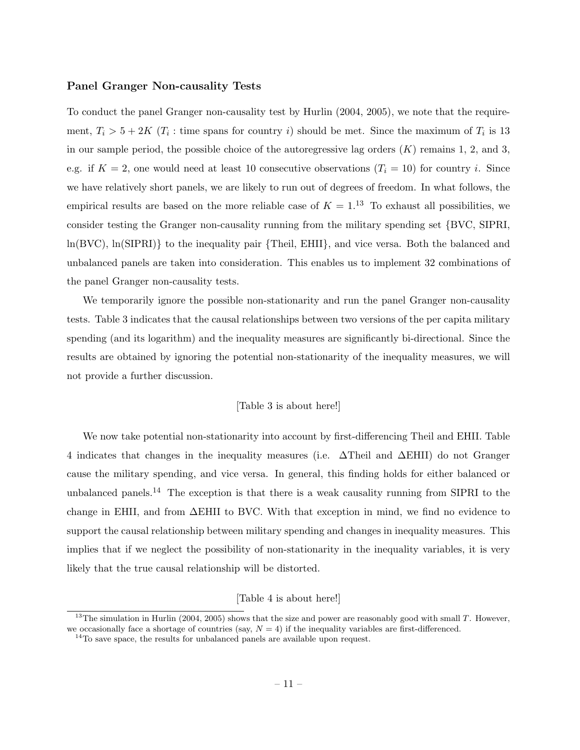### Panel Granger Non-causality Tests

To conduct the panel Granger non-causality test by Hurlin (2004, 2005), we note that the requirement, $T_i > 5 + 2K$ ($T_i$ : time spans for country $i$) should be met. Since the maximum of $T_i$ is 13 in our sample period, the possible choice of the autoregressive lag orders ($K$) remains 1, 2, and 3, e.g. if $K = 2$, one would need at least 10 consecutive observations ($T_i = 10$) for country $i$. Since we have relatively short panels, we are likely to run out of degrees of freedom. In what follows, the empirical results are based on the more reliable case of $K = 1$.[13] To exhaust all possibilities, we consider testing the Granger non-causality running from the military spending set {BVC, SIPRI, ln(BVC), ln(SIPRI)} to the inequality pair {Theil, EHII}, and vice versa. Both the balanced and unbalanced panels are taken into consideration. This enables us to implement 32 combinations of the panel Granger non-causality tests.

We temporarily ignore the possible non-stationarity and run the panel Granger non-causality tests. Table 3 indicates that the causal relationships between two versions of the per capita military spending (and its logarithm) and the inequality measures are significantly bi-directional. Since the results are obtained by ignoring the potential non-stationarity of the inequality measures, we will not provide a further discussion.

[Table 3 is about here!]

We now take potential non-stationarity into account by first-differencing Theil and EHII. Table 4 indicates that changes in the inequality measures (i.e. $\Delta$Theil and $\Delta$EHII) do not Granger cause the military spending, and vice versa. In general, this finding holds for either balanced or unbalanced panels.[14] The exception is that there is a weak causality running from SIPRI to the change in EHII, and from $\Delta$EHII to BVC. With that exception in mind, we find no evidence to support the causal relationship between military spending and changes in inequality measures. This implies that if we neglect the possibility of non-stationarity in the inequality variables, it is very likely that the true causal relationship will be distorted.

[Table 4 is about here!]

[13] The simulation in Hurlin (2004, 2005) shows that the size and power are reasonably good with small $T$. However, we occasionally face a shortage of countries (say, $N = 4$) if the inequality variables are first-differenced.

[14] To save space, the results for unbalanced panels are available upon request.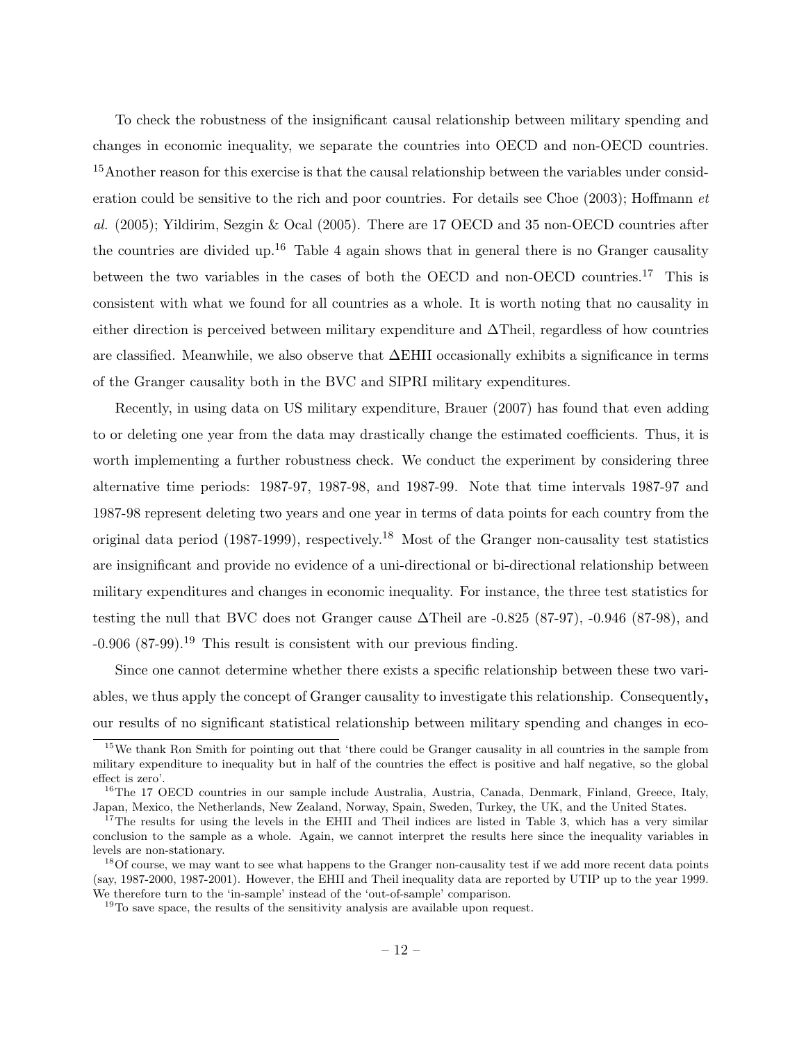To check the robustness of the insignificant causal relationship between military spending and changes in economic inequality, we separate the countries into OECD and non-OECD countries. [15]Another reason for this exercise is that the causal relationship between the variables under consideration could be sensitive to the rich and poor countries. For details see Choe (2003); Hoffmann *et al.* (2005); Yildirim, Sezgin & Ocal (2005). There are 17 OECD and 35 non-OECD countries after the countries are divided up.[16] Table 4 again shows that in general there is no Granger causality between the two variables in the cases of both the OECD and non-OECD countries.[17] This is consistent with what we found for all countries as a whole. It is worth noting that no causality in either direction is perceived between military expenditure and $\Delta$Theil, regardless of how countries are classified. Meanwhile, we also observe that $\Delta$EHII occasionally exhibits a significance in terms of the Granger causality both in the BVC and SIPRI military expenditures.

Recently, in using data on US military expenditure, Brauer (2007) has found that even adding to or deleting one year from the data may drastically change the estimated coefficients. Thus, it is worth implementing a further robustness check. We conduct the experiment by considering three alternative time periods: 1987-97, 1987-98, and 1987-99. Note that time intervals 1987-97 and 1987-98 represent deleting two years and one year in terms of data points for each country from the original data period (1987-1999), respectively.[18] Most of the Granger non-causality test statistics are insignificant and provide no evidence of a uni-directional or bi-directional relationship between military expenditures and changes in economic inequality. For instance, the three test statistics for testing the null that BVC does not Granger cause $\Delta$Theil are -0.825 (87-97), -0.946 (87-98), and -0.906 (87-99).[19] This result is consistent with our previous finding.

Since one cannot determine whether there exists a specific relationship between these two variables, we thus apply the concept of Granger causality to investigate this relationship. Consequently, our results of no significant statistical relationship between military spending and changes in eco-

---

[15] We thank Ron Smith for pointing out that 'there could be Granger causality in all countries in the sample from military expenditure to inequality but in half of the countries the effect is positive and half negative, so the global effect is zero'.

[16] The 17 OECD countries in our sample include Australia, Austria, Canada, Denmark, Finland, Greece, Italy, Japan, Mexico, the Netherlands, New Zealand, Norway, Spain, Sweden, Turkey, the UK, and the United States.

[17] The results for using the levels in the EHII and Theil indices are listed in Table 3, which has a very similar conclusion to the sample as a whole. Again, we cannot interpret the results here since the inequality variables in levels are non-stationary.

[18] Of course, we may want to see what happens to the Granger non-causality test if we add more recent data points (say, 1987-2000, 1987-2001). However, the EHII and Theil inequality data are reported by UTIP up to the year 1999. We therefore turn to the 'in-sample' instead of the 'out-of-sample' comparison.

[19] To save space, the results of the sensitivity analysis are available upon request.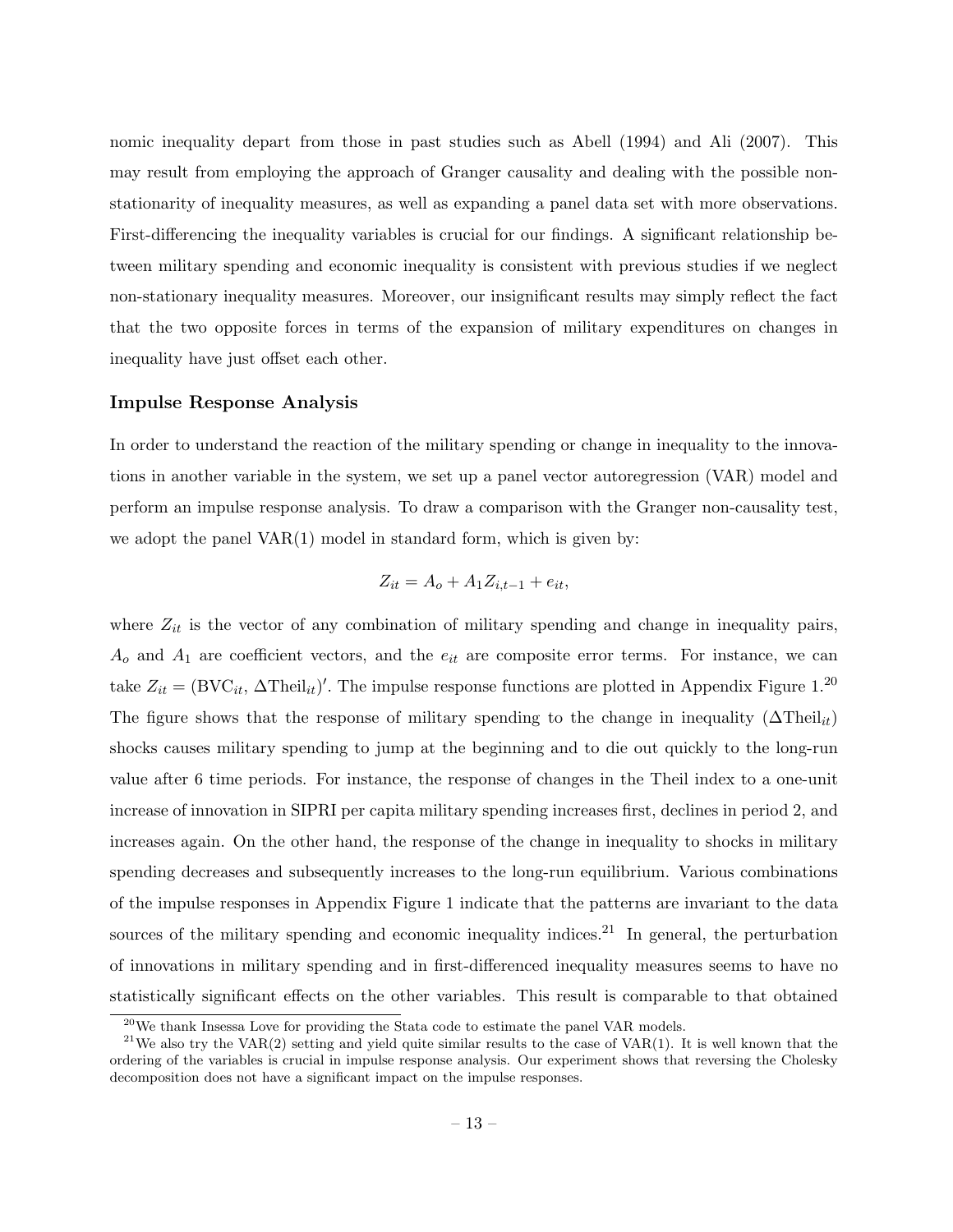nomic inequality depart from those in past studies such as Abell (1994) and Ali (2007). This may result from employing the approach of Granger causality and dealing with the possible non-stationarity of inequality measures, as well as expanding a panel data set with more observations. First-differencing the inequality variables is crucial for our findings. A significant relationship between military spending and economic inequality is consistent with previous studies if we neglect non-stationary inequality measures. Moreover, our insignificant results may simply reflect the fact that the two opposite forces in terms of the expansion of military expenditures on changes in inequality have just offset each other.

### Impulse Response Analysis

In order to understand the reaction of the military spending or change in inequality to the innovations in another variable in the system, we set up a panel vector autoregression (VAR) model and perform an impulse response analysis. To draw a comparison with the Granger non-causality test, we adopt the panel VAR(1) model in standard form, which is given by:

$$Z_{it} = A_o + A_1 Z_{i,t-1} + e_{it},$$

where $Z_{it}$ is the vector of any combination of military spending and change in inequality pairs, $A_o$ and $A_1$ are coefficient vectors, and the $e_{it}$ are composite error terms. For instance, we can take $Z_{it} = (\text{BVC}_{it}, \Delta\text{Theil}_{it})'$. The impulse response functions are plotted in Appendix Figure 1.[20] The figure shows that the response of military spending to the change in inequality ($\Delta\text{Theil}_{it}$) shocks causes military spending to jump at the beginning and to die out quickly to the long-run value after 6 time periods. For instance, the response of changes in the Theil index to a one-unit increase of innovation in SIPRI per capita military spending increases first, declines in period 2, and increases again. On the other hand, the response of the change in inequality to shocks in military spending decreases and subsequently increases to the long-run equilibrium. Various combinations of the impulse responses in Appendix Figure 1 indicate that the patterns are invariant to the data sources of the military spending and economic inequality indices.[21] In general, the perturbation of innovations in military spending and in first-differenced inequality measures seems to have no statistically significant effects on the other variables. This result is comparable to that obtained

[20] We thank Insessa Love for providing the Stata code to estimate the panel VAR models.

[21] We also try the VAR(2) setting and yield quite similar results to the case of VAR(1). It is well known that the ordering of the variables is crucial in impulse response analysis. Our experiment shows that reversing the Cholesky decomposition does not have a significant impact on the impulse responses.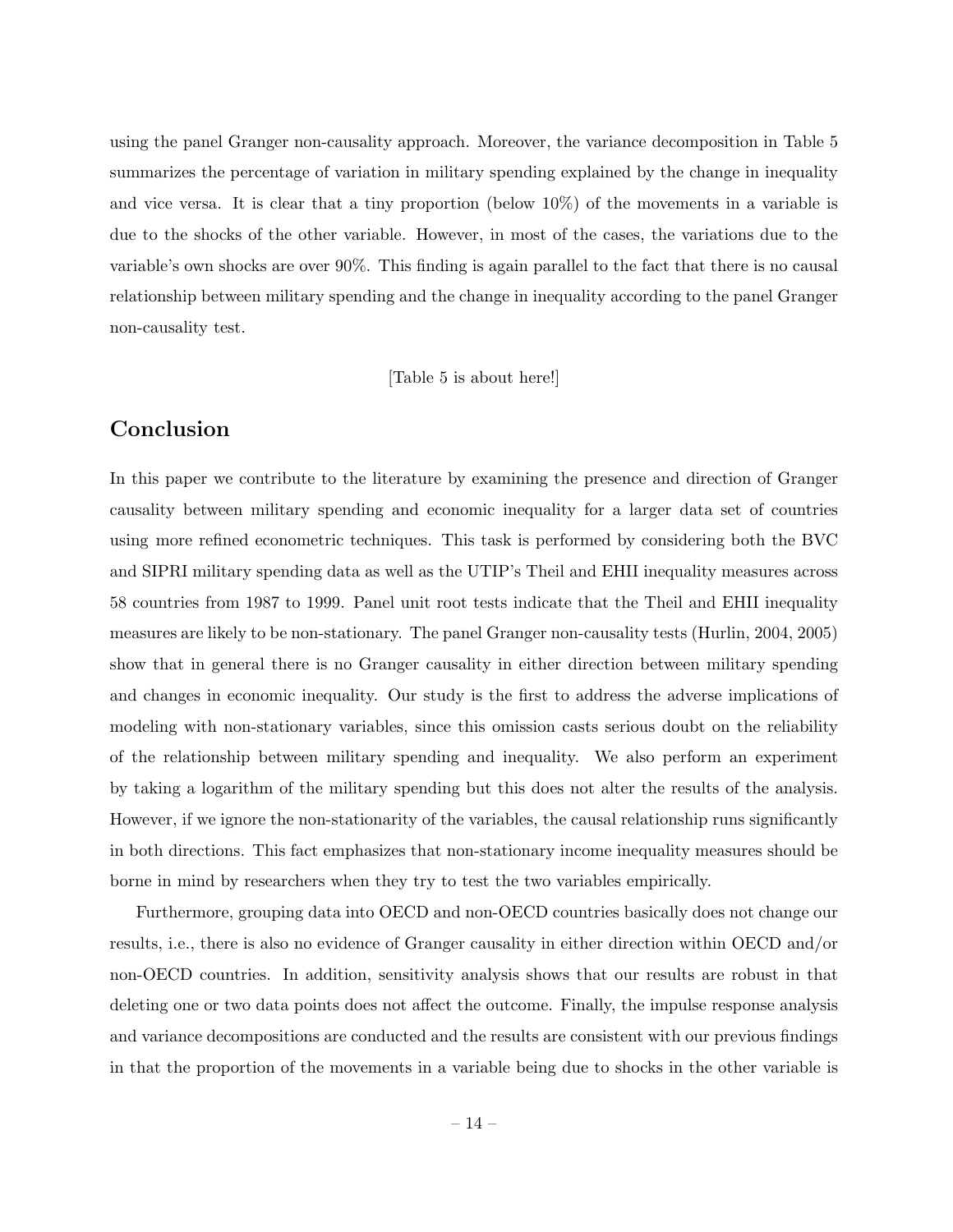using the panel Granger non-causality approach. Moreover, the variance decomposition in Table 5 summarizes the percentage of variation in military spending explained by the change in inequality and vice versa. It is clear that a tiny proportion (below 10%) of the movements in a variable is due to the shocks of the other variable. However, in most of the cases, the variations due to the variable's own shocks are over 90%. This finding is again parallel to the fact that there is no causal relationship between military spending and the change in inequality according to the panel Granger non-causality test.

[Table 5 is about here!]

## Conclusion

In this paper we contribute to the literature by examining the presence and direction of Granger causality between military spending and economic inequality for a larger data set of countries using more refined econometric techniques. This task is performed by considering both the BVC and SIPRI military spending data as well as the UTIP's Theil and EHII inequality measures across 58 countries from 1987 to 1999. Panel unit root tests indicate that the Theil and EHII inequality measures are likely to be non-stationary. The panel Granger non-causality tests (Hurlin, 2004, 2005) show that in general there is no Granger causality in either direction between military spending and changes in economic inequality. Our study is the first to address the adverse implications of modeling with non-stationary variables, since this omission casts serious doubt on the reliability of the relationship between military spending and inequality. We also perform an experiment by taking a logarithm of the military spending but this does not alter the results of the analysis. However, if we ignore the non-stationarity of the variables, the causal relationship runs significantly in both directions. This fact emphasizes that non-stationary income inequality measures should be borne in mind by researchers when they try to test the two variables empirically.

Furthermore, grouping data into OECD and non-OECD countries basically does not change our results, i.e., there is also no evidence of Granger causality in either direction within OECD and/or non-OECD countries. In addition, sensitivity analysis shows that our results are robust in that deleting one or two data points does not affect the outcome. Finally, the impulse response analysis and variance decompositions are conducted and the results are consistent with our previous findings in that the proportion of the movements in a variable being due to shocks in the other variable is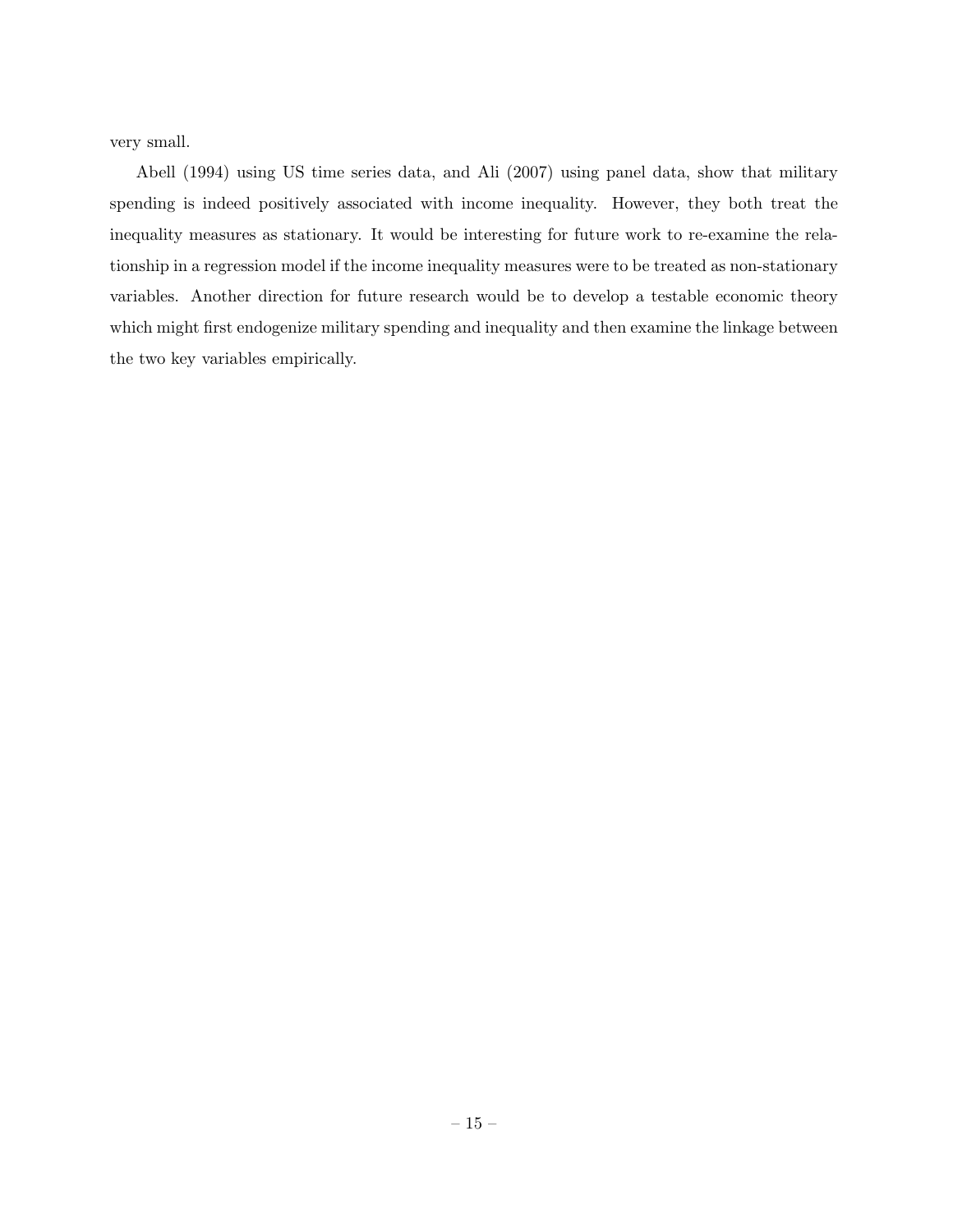very small.

Abell (1994) using US time series data, and Ali (2007) using panel data, show that military spending is indeed positively associated with income inequality. However, they both treat the inequality measures as stationary. It would be interesting for future work to re-examine the relationship in a regression model if the income inequality measures were to be treated as non-stationary variables. Another direction for future research would be to develop a testable economic theory which might first endogenize military spending and inequality and then examine the linkage between the two key variables empirically.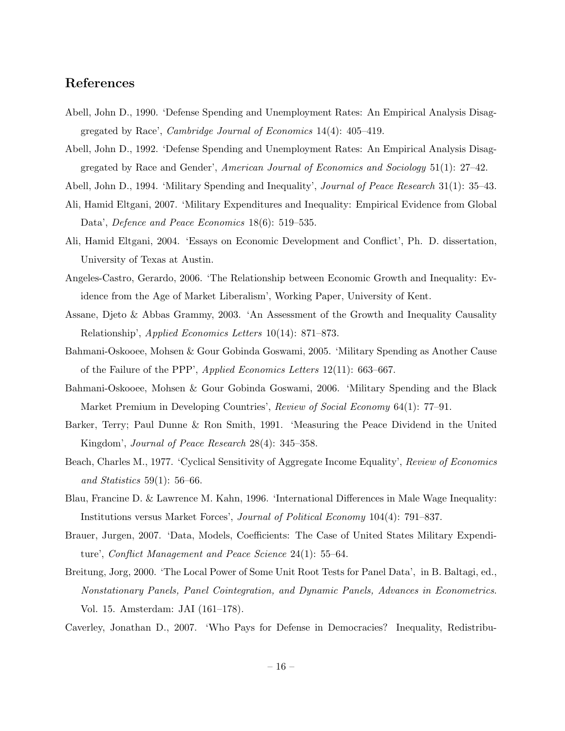## References

Abell, John D., 1990. 'Defense Spending and Unemployment Rates: An Empirical Analysis Disaggregated by Race', *Cambridge Journal of Economics* 14(4): 405–419.

Abell, John D., 1992. 'Defense Spending and Unemployment Rates: An Empirical Analysis Disaggregated by Race and Gender', *American Journal of Economics and Sociology* 51(1): 27–42.

Abell, John D., 1994. 'Military Spending and Inequality', *Journal of Peace Research* 31(1): 35–43.

Ali, Hamid Eltgani, 2007. 'Military Expenditures and Inequality: Empirical Evidence from Global Data', *Defence and Peace Economics* 18(6): 519–535.

Ali, Hamid Eltgani, 2004. 'Essays on Economic Development and Conflict', Ph. D. dissertation, University of Texas at Austin.

Angeles-Castro, Gerardo, 2006. 'The Relationship between Economic Growth and Inequality: Evidence from the Age of Market Liberalism', Working Paper, University of Kent.

Assane, Djeto & Abbas Grammy, 2003. 'An Assessment of the Growth and Inequality Causality Relationship', *Applied Economics Letters* 10(14): 871–873.

Bahmani-Oskooee, Mohsen & Gour Gobinda Goswami, 2005. 'Military Spending as Another Cause of the Failure of the PPP', *Applied Economics Letters* 12(11): 663–667.

Bahmani-Oskooee, Mohsen & Gour Gobinda Goswami, 2006. 'Military Spending and the Black Market Premium in Developing Countries', *Review of Social Economy* 64(1): 77–91.

Barker, Terry; Paul Dunne & Ron Smith, 1991. 'Measuring the Peace Dividend in the United Kingdom', *Journal of Peace Research* 28(4): 345–358.

Beach, Charles M., 1977. 'Cyclical Sensitivity of Aggregate Income Equality', *Review of Economics and Statistics* 59(1): 56–66.

Blau, Francine D. & Lawrence M. Kahn, 1996. 'International Differences in Male Wage Inequality: Institutions versus Market Forces', *Journal of Political Economy* 104(4): 791–837.

Brauer, Jurgen, 2007. 'Data, Models, Coefficients: The Case of United States Military Expenditure', *Conflict Management and Peace Science* 24(1): 55–64.

Breitung, Jorg, 2000. 'The Local Power of Some Unit Root Tests for Panel Data', in B. Baltagi, ed., *Nonstationary Panels, Panel Cointegration, and Dynamic Panels, Advances in Econometrics*. Vol. 15. Amsterdam: JAI (161–178).

Caverley, Jonathan D., 2007. 'Who Pays for Defense in Democracies? Inequality, Redistribu-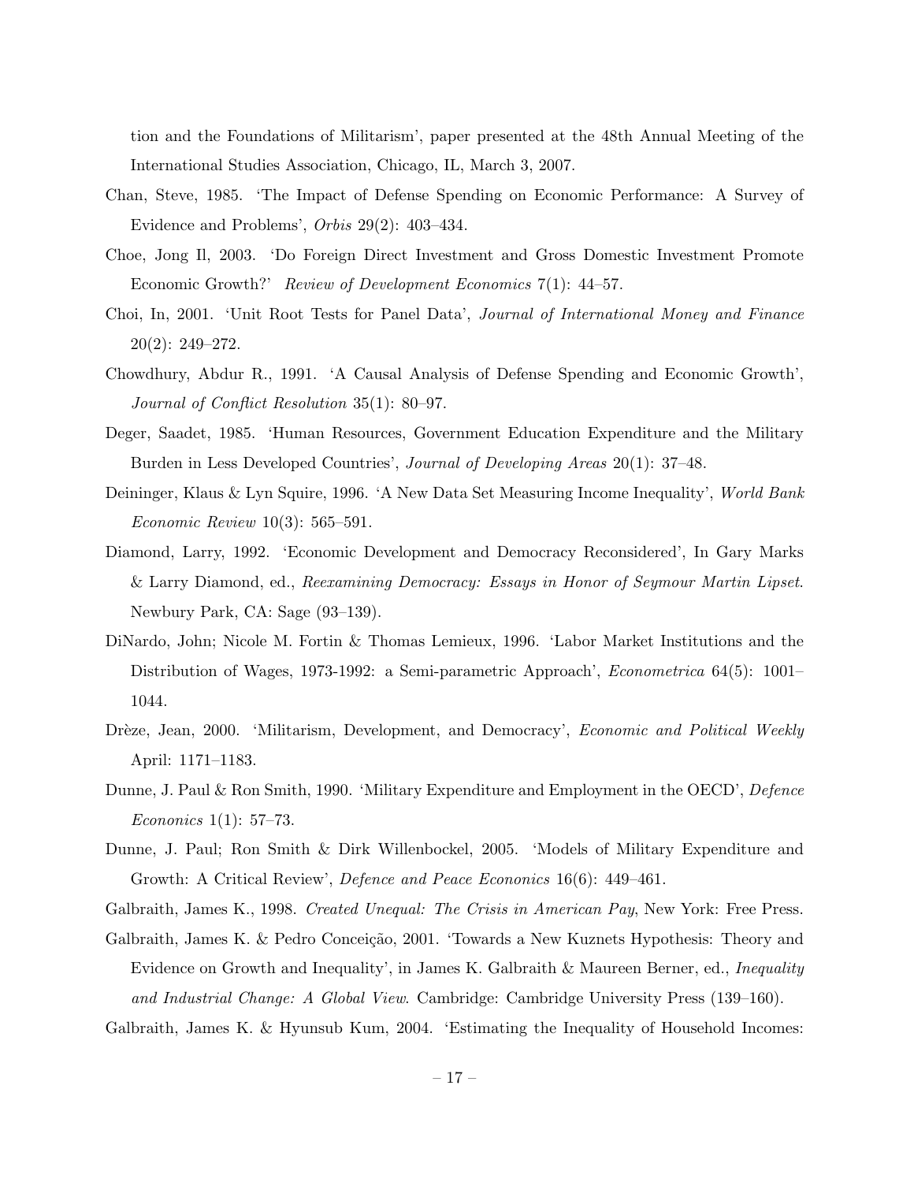tion and the Foundations of Militarism', paper presented at the 48th Annual Meeting of the International Studies Association, Chicago, IL, March 3, 2007.

Chan, Steve, 1985. 'The Impact of Defense Spending on Economic Performance: A Survey of Evidence and Problems', *Orbis* 29(2): 403–434.

Choe, Jong Il, 2003. 'Do Foreign Direct Investment and Gross Domestic Investment Promote Economic Growth?' *Review of Development Economics* 7(1): 44–57.

Choi, In, 2001. 'Unit Root Tests for Panel Data', *Journal of International Money and Finance* 20(2): 249–272.

Chowdhury, Abdur R., 1991. 'A Causal Analysis of Defense Spending and Economic Growth', *Journal of Conflict Resolution* 35(1): 80–97.

Deger, Saadet, 1985. 'Human Resources, Government Education Expenditure and the Military Burden in Less Developed Countries', *Journal of Developing Areas* 20(1): 37–48.

Deininger, Klaus & Lyn Squire, 1996. 'A New Data Set Measuring Income Inequality', *World Bank Economic Review* 10(3): 565–591.

Diamond, Larry, 1992. 'Economic Development and Democracy Reconsidered', In Gary Marks & Larry Diamond, ed., *Reexamining Democracy: Essays in Honor of Seymour Martin Lipset*. Newbury Park, CA: Sage (93–139).

DiNardo, John; Nicole M. Fortin & Thomas Lemieux, 1996. 'Labor Market Institutions and the Distribution of Wages, 1973-1992: a Semi-parametric Approach', *Econometrica* 64(5): 1001–1044.

Drèze, Jean, 2000. 'Militarism, Development, and Democracy', *Economic and Political Weekly* April: 1171–1183.

Dunne, J. Paul & Ron Smith, 1990. 'Military Expenditure and Employment in the OECD', *Defence Economics* 1(1): 57–73.

Dunne, J. Paul; Ron Smith & Dirk Willenbockel, 2005. 'Models of Military Expenditure and Growth: A Critical Review', *Defence and Peace Economics* 16(6): 449–461.

Galbraith, James K., 1998. *Created Unequal: The Crisis in American Pay*, New York: Free Press.

Galbraith, James K. & Pedro Conceição, 2001. 'Towards a New Kuznets Hypothesis: Theory and Evidence on Growth and Inequality', in James K. Galbraith & Maureen Berner, ed., *Inequality and Industrial Change: A Global View*. Cambridge: Cambridge University Press (139–160).

Galbraith, James K. & Hyunsub Kum, 2004. 'Estimating the Inequality of Household Incomes: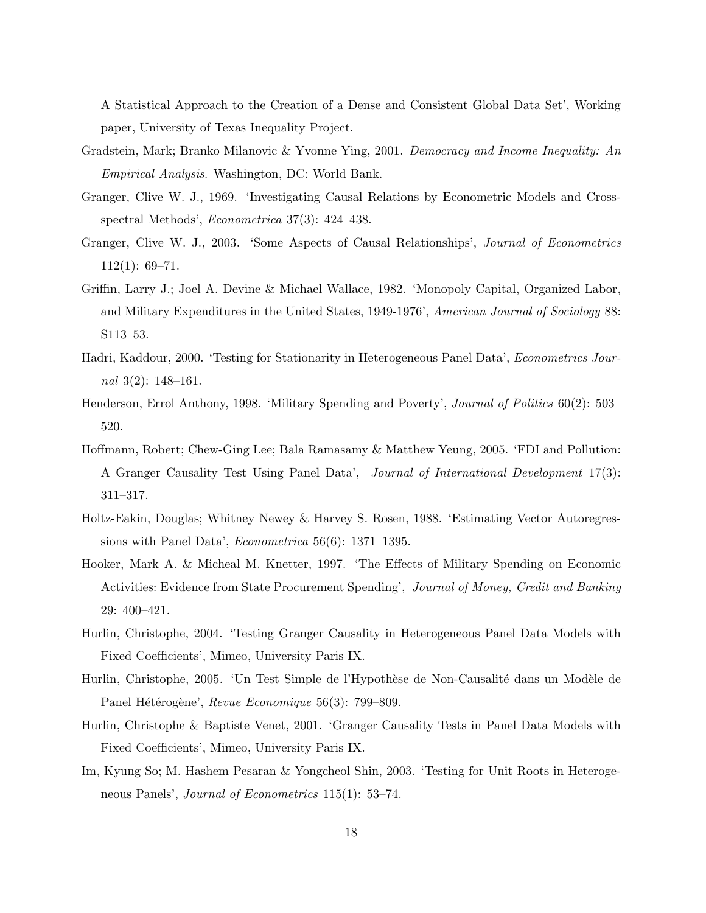A Statistical Approach to the Creation of a Dense and Consistent Global Data Set', Working paper, University of Texas Inequality Project.

Gradstein, Mark; Branko Milanovic & Yvonne Ying, 2001. *Democracy and Income Inequality: An Empirical Analysis*. Washington, DC: World Bank.

Granger, Clive W. J., 1969. 'Investigating Causal Relations by Econometric Models and Cross-spectral Methods', *Econometrica* 37(3): 424–438.

Granger, Clive W. J., 2003. 'Some Aspects of Causal Relationships', *Journal of Econometrics* 112(1): 69–71.

Griffin, Larry J.; Joel A. Devine & Michael Wallace, 1982. 'Monopoly Capital, Organized Labor, and Military Expenditures in the United States, 1949-1976', *American Journal of Sociology* 88: S113–53.

Hadri, Kaddour, 2000. 'Testing for Stationarity in Heterogeneous Panel Data', *Econometrics Journal* 3(2): 148–161.

Henderson, Errol Anthony, 1998. 'Military Spending and Poverty', *Journal of Politics* 60(2): 503–520.

Hoffmann, Robert; Chew-Ging Lee; Bala Ramasamy & Matthew Yeung, 2005. 'FDI and Pollution: A Granger Causality Test Using Panel Data', *Journal of International Development* 17(3): 311–317.

Holtz-Eakin, Douglas; Whitney Newey & Harvey S. Rosen, 1988. 'Estimating Vector Autoregressions with Panel Data', *Econometrica* 56(6): 1371–1395.

Hooker, Mark A. & Micheal M. Knetter, 1997. 'The Effects of Military Spending on Economic Activities: Evidence from State Procurement Spending', *Journal of Money, Credit and Banking* 29: 400–421.

Hurlin, Christophe, 2004. 'Testing Granger Causality in Heterogeneous Panel Data Models with Fixed Coefficients', Mimeo, University Paris IX.

Hurlin, Christophe, 2005. 'Un Test Simple de l'Hypothèse de Non-Causalité dans un Modèle de Panel Hétérogène', *Revue Economique* 56(3): 799–809.

Hurlin, Christophe & Baptiste Venet, 2001. 'Granger Causality Tests in Panel Data Models with Fixed Coefficients', Mimeo, University Paris IX.

Im, Kyung So; M. Hashem Pesaran & Yongcheol Shin, 2003. 'Testing for Unit Roots in Heterogeneous Panels', *Journal of Econometrics* 115(1): 53–74.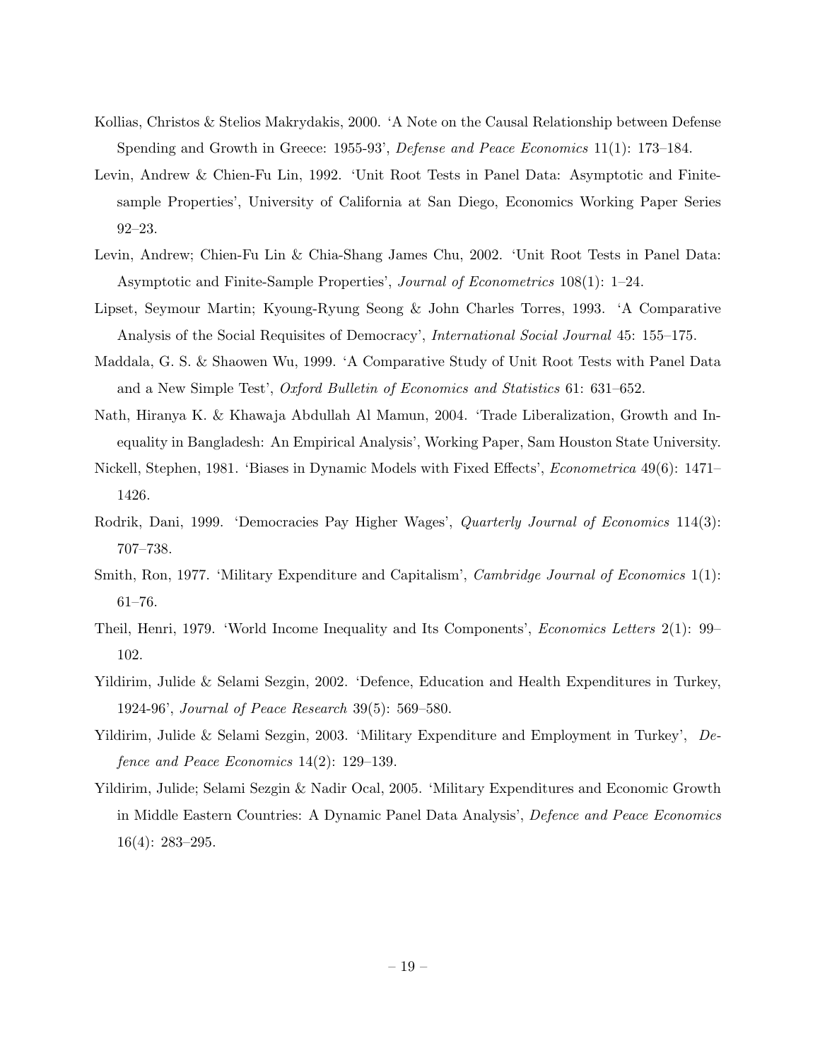Kollias, Christos & Stelios Makrydakis, 2000. 'A Note on the Causal Relationship between Defense Spending and Growth in Greece: 1955-93', *Defense and Peace Economics* 11(1): 173–184.

Levin, Andrew & Chien-Fu Lin, 1992. 'Unit Root Tests in Panel Data: Asymptotic and Finite-sample Properties', University of California at San Diego, Economics Working Paper Series 92–23.

Levin, Andrew; Chien-Fu Lin & Chia-Shang James Chu, 2002. 'Unit Root Tests in Panel Data: Asymptotic and Finite-Sample Properties', *Journal of Econometrics* 108(1): 1–24.

Lipset, Seymour Martin; Kyoung-Ryung Seong & John Charles Torres, 1993. 'A Comparative Analysis of the Social Requisites of Democracy', *International Social Journal* 45: 155–175.

Maddala, G. S. & Shaowen Wu, 1999. 'A Comparative Study of Unit Root Tests with Panel Data and a New Simple Test', *Oxford Bulletin of Economics and Statistics* 61: 631–652.

Nath, Hiranya K. & Khawaja Abdullah Al Mamun, 2004. 'Trade Liberalization, Growth and Inequality in Bangladesh: An Empirical Analysis', Working Paper, Sam Houston State University.

Nickell, Stephen, 1981. 'Biases in Dynamic Models with Fixed Effects', *Econometrica* 49(6): 1471–1426.

Rodrik, Dani, 1999. 'Democracies Pay Higher Wages', *Quarterly Journal of Economics* 114(3): 707–738.

Smith, Ron, 1977. 'Military Expenditure and Capitalism', *Cambridge Journal of Economics* 1(1): 61–76.

Theil, Henri, 1979. 'World Income Inequality and Its Components', *Economics Letters* 2(1): 99–102.

Yildirim, Julide & Selami Sezgin, 2002. 'Defence, Education and Health Expenditures in Turkey, 1924-96', *Journal of Peace Research* 39(5): 569–580.

Yildirim, Julide & Selami Sezgin, 2003. 'Military Expenditure and Employment in Turkey', *Defence and Peace Economics* 14(2): 129–139.

Yildirim, Julide; Selami Sezgin & Nadir Ocal, 2005. 'Military Expenditures and Economic Growth in Middle Eastern Countries: A Dynamic Panel Data Analysis', *Defence and Peace Economics* 16(4): 283–295.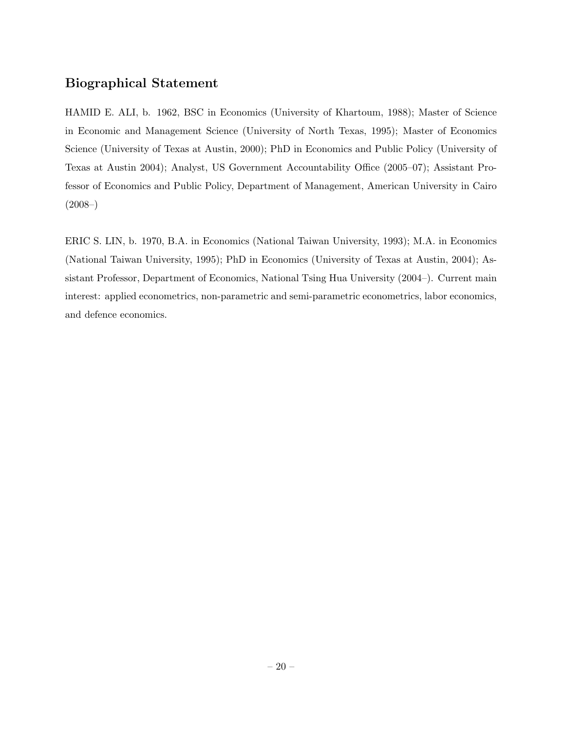## Biographical Statement

HAMID E. ALI, b. 1962, BSC in Economics (University of Khartoum, 1988); Master of Science in Economic and Management Science (University of North Texas, 1995); Master of Economics Science (University of Texas at Austin, 2000); PhD in Economics and Public Policy (University of Texas at Austin 2004); Analyst, US Government Accountability Office (2005–07); Assistant Professor of Economics and Public Policy, Department of Management, American University in Cairo (2008–)

ERIC S. LIN, b. 1970, B.A. in Economics (National Taiwan University, 1993); M.A. in Economics (National Taiwan University, 1995); PhD in Economics (University of Texas at Austin, 2004); Assistant Professor, Department of Economics, National Tsing Hua University (2004–). Current main interest: applied econometrics, non-parametric and semi-parametric econometrics, labor economics, and defence economics.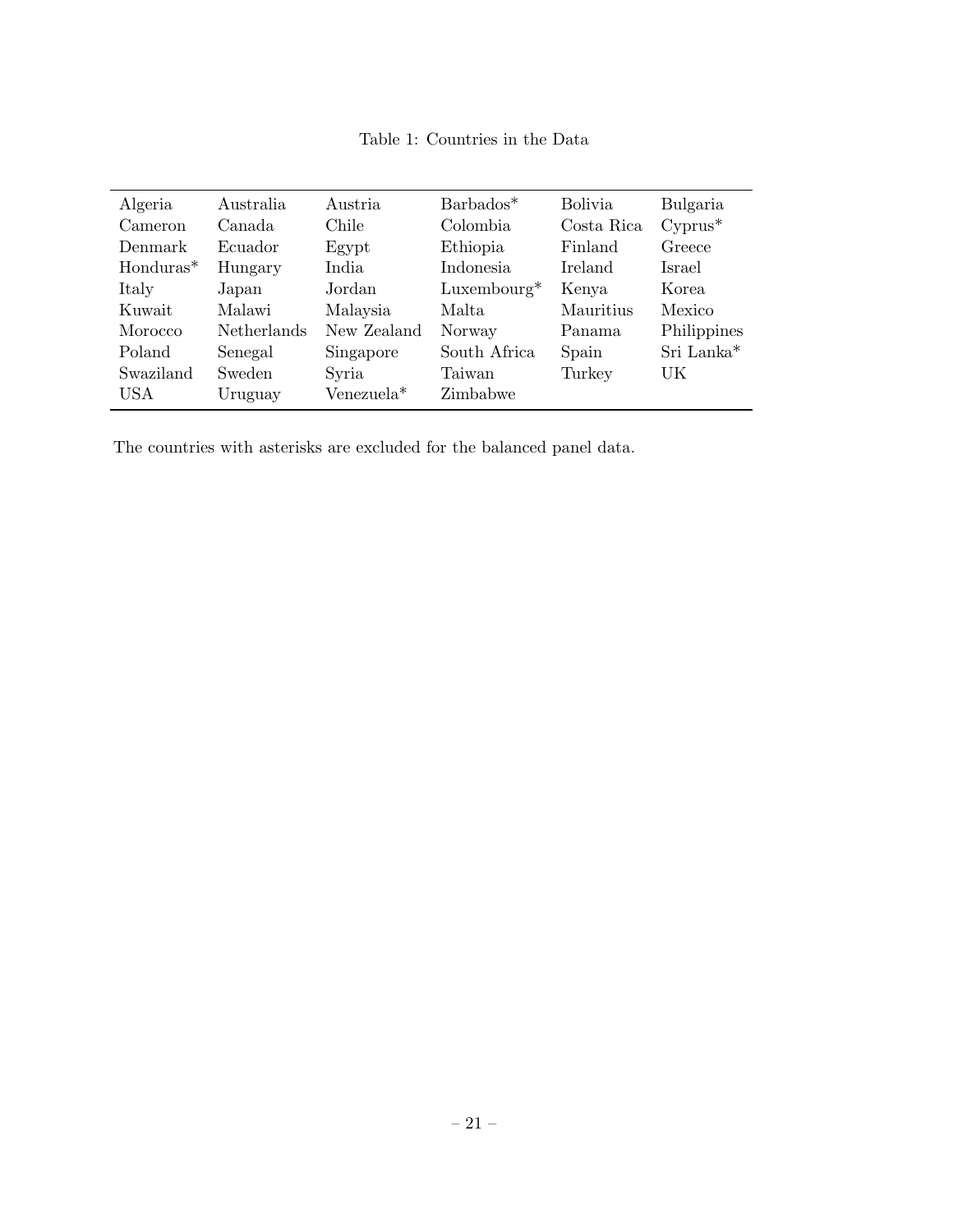Table 1: Countries in the Data

| | | | | | |
|---|---|---|---|---|---|
| Algeria | Australia | Austria | Barbados* | Bolivia | Bulgaria |
| Cameron | Canada | Chile | Colombia | Costa Rica | Cyprus* |
| Denmark | Ecuador | Egypt | Ethiopia | Finland | Greece |
| Honduras* | Hungary | India | Indonesia | Ireland | Israel |
| Italy | Japan | Jordan | Luxembourg* | Kenya | Korea |
| Kuwait | Malawi | Malaysia | Malta | Mauritius | Mexico |
| Morocco | Netherlands | New Zealand | Norway | Panama | Philippines |
| Poland | Senegal | Singapore | South Africa | Spain | Sri Lanka* |
| Swaziland | Sweden | Syria | Taiwan | Turkey | UK |
| USA | Uruguay | Venezuela* | Zimbabwe | | |

The countries with asterisks are excluded for the balanced panel data.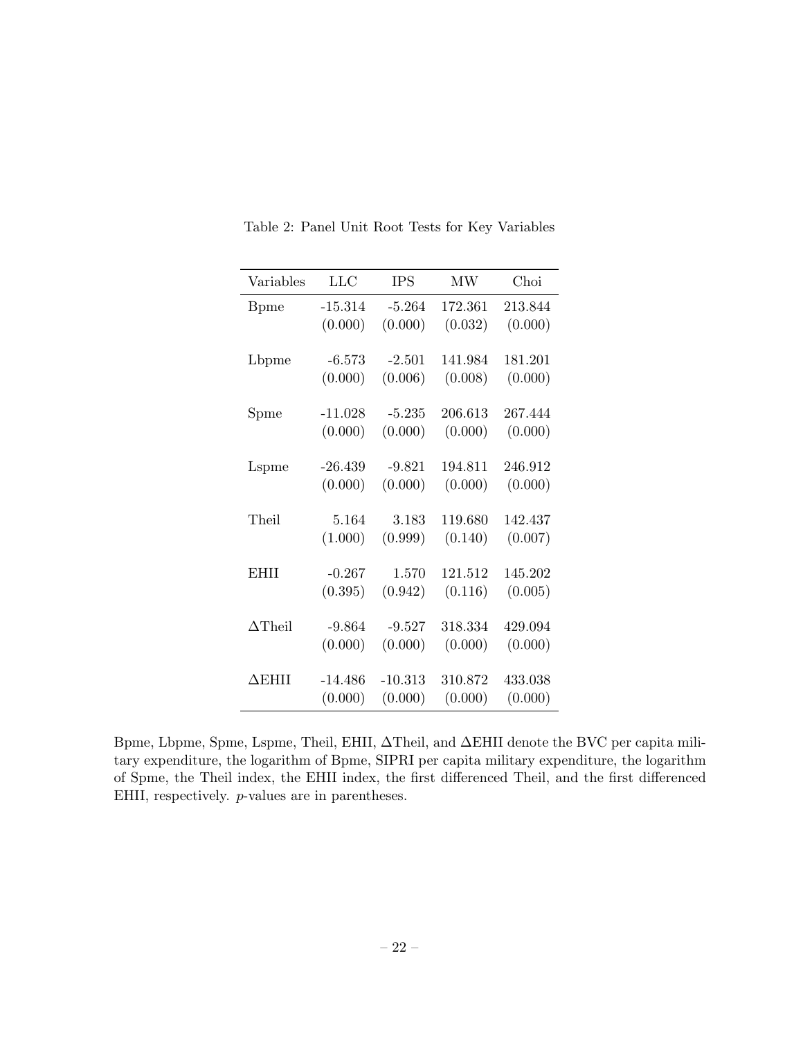Table 2: Panel Unit Root Tests for Key Variables

| Variables | LLC | IPS | MW | Choi |
|---|---|---|---|---|
| Bpme | -15.314 | -5.264 | 172.361 | 213.844 |
| | (0.000) | (0.000) | (0.032) | (0.000) |
| Lbpme | -6.573 | -2.501 | 141.984 | 181.201 |
| | (0.000) | (0.006) | (0.008) | (0.000) |
| Spme | -11.028 | -5.235 | 206.613 | 267.444 |
| | (0.000) | (0.000) | (0.000) | (0.000) |
| Lspme | -26.439 | -9.821 | 194.811 | 246.912 |
| | (0.000) | (0.000) | (0.000) | (0.000) |
| Theil | 5.164 | 3.183 | 119.680 | 142.437 |
| | (1.000) | (0.999) | (0.140) | (0.007) |
| EHII | -0.267 | 1.570 | 121.512 | 145.202 |
| | (0.395) | (0.942) | (0.116) | (0.005) |
| $\Delta$Theil | -9.864 | -9.527 | 318.334 | 429.094 |
| | (0.000) | (0.000) | (0.000) | (0.000) |
| $\Delta$EHII | -14.486 | -10.313 | 310.872 | 433.038 |
| | (0.000) | (0.000) | (0.000) | (0.000) |

Bpme, Lbpme, Spme, Lspme, Theil, EHII, $\Delta$Theil, and $\Delta$EHII denote the BVC per capita military expenditure, the logarithm of Bpme, SIPRI per capita military expenditure, the logarithm of Spme, the Theil index, the EHII index, the first differenced Theil, and the first differenced EHII, respectively. *p*-values are in parentheses.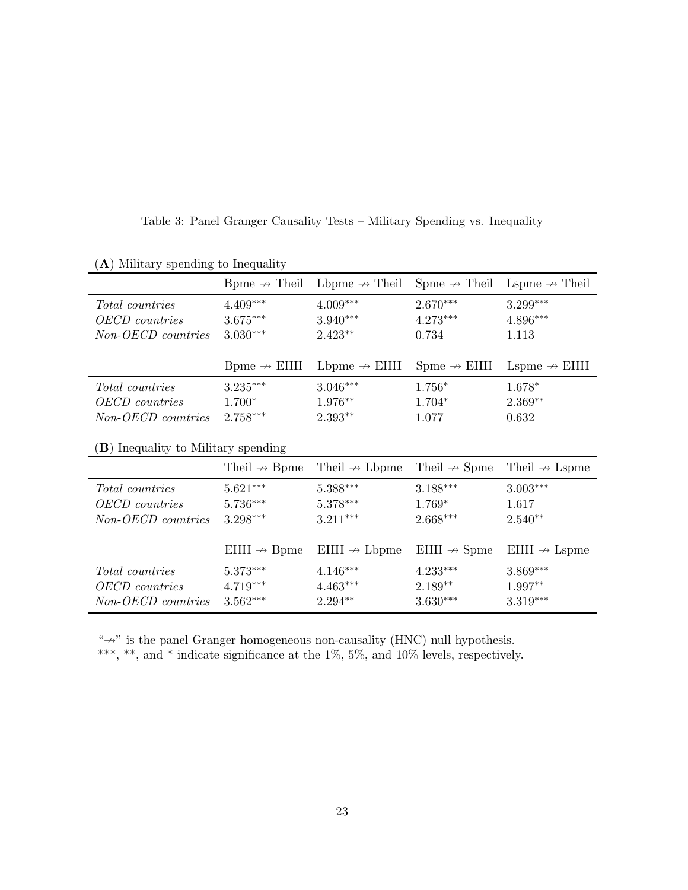Table 3: Panel Granger Causality Tests – Military Spending vs. Inequality

(**A**) Military spending to Inequality

| | Bpme $\nrightarrow$ Theil | Lbpme $\nrightarrow$ Theil | Spme $\nrightarrow$ Theil | Lspme $\nrightarrow$ Theil |
|---|---|---|---|---|
| *Total countries* | 4.409*** | 4.009*** | 2.670*** | 3.299*** |
| *OECD countries* | 3.675*** | 3.940*** | 4.273*** | 4.896*** |
| *Non-OECD countries* | 3.030*** | 2.423** | 0.734 | 1.113 |
| | **Bpme $\nrightarrow$ EHII** | **Lbpme $\nrightarrow$ EHII** | **Spme $\nrightarrow$ EHII** | **Lspme $\nrightarrow$ EHII** |
| *Total countries* | 3.235*** | 3.046*** | 1.756* | 1.678* |
| *OECD countries* | 1.700* | 1.976** | 1.704* | 2.369** |
| *Non-OECD countries* | 2.758*** | 2.393** | 1.077 | 0.632 |

(**B**) Inequality to Military spending

| | Theil $\nrightarrow$ Bpme | Theil $\nrightarrow$ Lbpme | Theil $\nrightarrow$ Spme | Theil $\nrightarrow$ Lspme |
|---|---|---|---|---|
| *Total countries* | 5.621*** | 5.388*** | 3.188*** | 3.003*** |
| *OECD countries* | 5.736*** | 5.378*** | 1.769* | 1.617 |
| *Non-OECD countries* | 3.298*** | 3.211*** | 2.668*** | 2.540** |
| | **EHII $\nrightarrow$ Bpme** | **EHII $\nrightarrow$ Lbpme** | **EHII $\nrightarrow$ Spme** | **EHII $\nrightarrow$ Lspme** |
| *Total countries* | 5.373*** | 4.146*** | 4.233*** | 3.869*** |
| *OECD countries* | 4.719*** | 4.463*** | 2.189** | 1.997** |
| *Non-OECD countries* | 3.562*** | 2.294** | 3.630*** | 3.319*** |

"$\nrightarrow$" is the panel Granger homogeneous non-causality (HNC) null hypothesis.
***, **, and * indicate significance at the 1%, 5%, and 10% levels, respectively.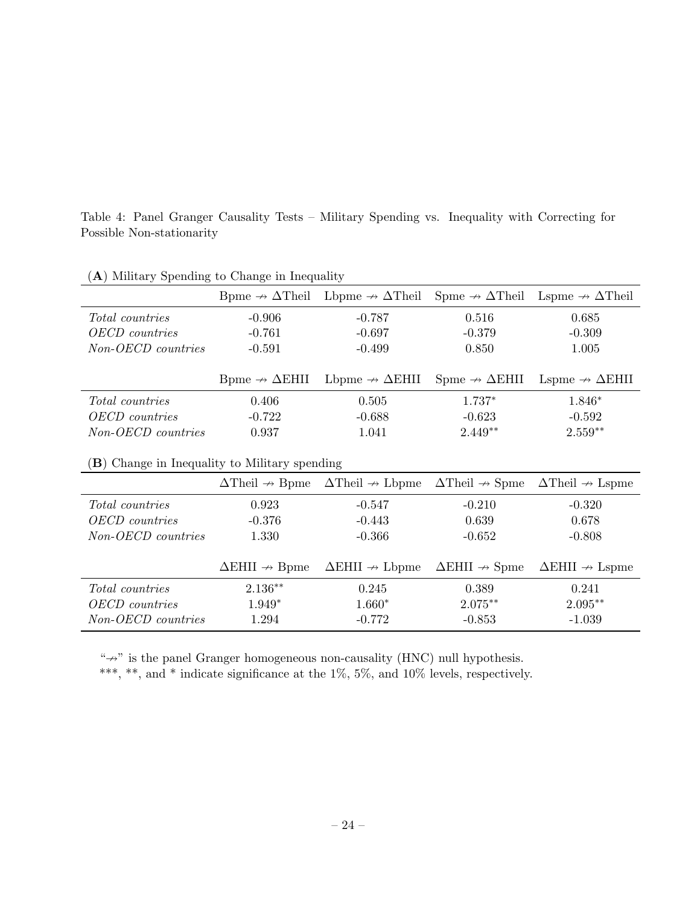Table 4: Panel Granger Causality Tests – Military Spending vs. Inequality with Correcting for Possible Non-stationarity

(**A**) Military Spending to Change in Inequality

| | Bpme $\nrightarrow$ $\Delta$Theil | Lbpme $\nrightarrow$ $\Delta$Theil | Spme $\nrightarrow$ $\Delta$Theil | Lspme $\nrightarrow$ $\Delta$Theil |
|---|---|---|---|---|
| *Total countries* | -0.906 | -0.787 | 0.516 | 0.685 |
| *OECD countries* | -0.761 | -0.697 | -0.379 | -0.309 |
| *Non-OECD countries* | -0.591 | -0.499 | 0.850 | 1.005 |
| | Bpme $\nrightarrow$ $\Delta$EHII | Lbpme $\nrightarrow$ $\Delta$EHII | Spme $\nrightarrow$ $\Delta$EHII | Lspme $\nrightarrow$ $\Delta$EHII |
| *Total countries* | 0.406 | 0.505 | 1.737* | 1.846* |
| *OECD countries* | -0.722 | -0.688 | -0.623 | -0.592 |
| *Non-OECD countries* | 0.937 | 1.041 | 2.449** | 2.559** |

(**B**) Change in Inequality to Military spending

| | $\Delta$Theil $\nrightarrow$ Bpme | $\Delta$Theil $\nrightarrow$ Lbpme | $\Delta$Theil $\nrightarrow$ Spme | $\Delta$Theil $\nrightarrow$ Lspme |
|---|---|---|---|---|
| *Total countries* | 0.923 | -0.547 | -0.210 | -0.320 |
| *OECD countries* | -0.376 | -0.443 | 0.639 | 0.678 |
| *Non-OECD countries* | 1.330 | -0.366 | -0.652 | -0.808 |
| | $\Delta$EHII $\nrightarrow$ Bpme | $\Delta$EHII $\nrightarrow$ Lbpme | $\Delta$EHII $\nrightarrow$ Spme | $\Delta$EHII $\nrightarrow$ Lspme |
| *Total countries* | 2.136** | 0.245 | 0.389 | 0.241 |
| *OECD countries* | 1.949* | 1.660* | 2.075** | 2.095** |
| *Non-OECD countries* | 1.294 | -0.772 | -0.853 | -1.039 |

"$\nrightarrow$" is the panel Granger homogeneous non-causality (HNC) null hypothesis.
***, **, and * indicate significance at the 1%, 5%, and 10% levels, respectively.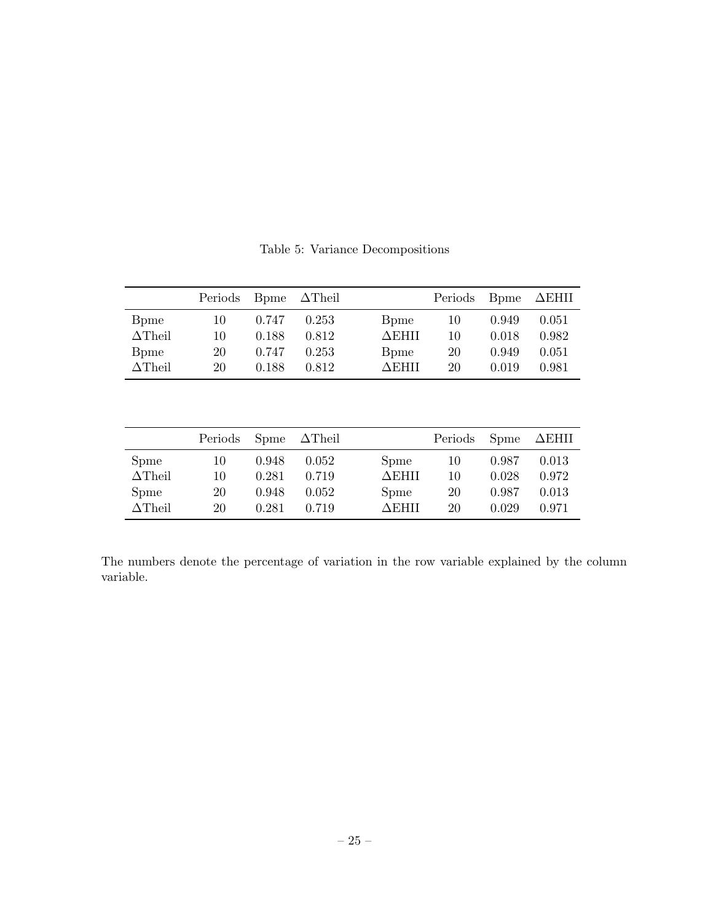Table 5: Variance Decompositions

| | Periods | Bpme | $\Delta$Theil | | Periods | Bpme | $\Delta$EHII |
|---|---|---|---|---|---|---|---|
| Bpme | 10 | 0.747 | 0.253 | Bpme | 10 | 0.949 | 0.051 |
| $\Delta$Theil | 10 | 0.188 | 0.812 | $\Delta$EHII | 10 | 0.018 | 0.982 |
| Bpme | 20 | 0.747 | 0.253 | Bpme | 20 | 0.949 | 0.051 |
| $\Delta$Theil | 20 | 0.188 | 0.812 | $\Delta$EHII | 20 | 0.019 | 0.981 |

| | Periods | Spme | $\Delta$Theil | | Periods | Spme | $\Delta$EHII |
|---|---|---|---|---|---|---|---|
| Spme | 10 | 0.948 | 0.052 | Spme | 10 | 0.987 | 0.013 |
| $\Delta$Theil | 10 | 0.281 | 0.719 | $\Delta$EHII | 10 | 0.028 | 0.972 |
| Spme | 20 | 0.948 | 0.052 | Spme | 20 | 0.987 | 0.013 |
| $\Delta$Theil | 20 | 0.281 | 0.719 | $\Delta$EHII | 20 | 0.029 | 0.971 |

The numbers denote the percentage of variation in the row variable explained by the column variable.